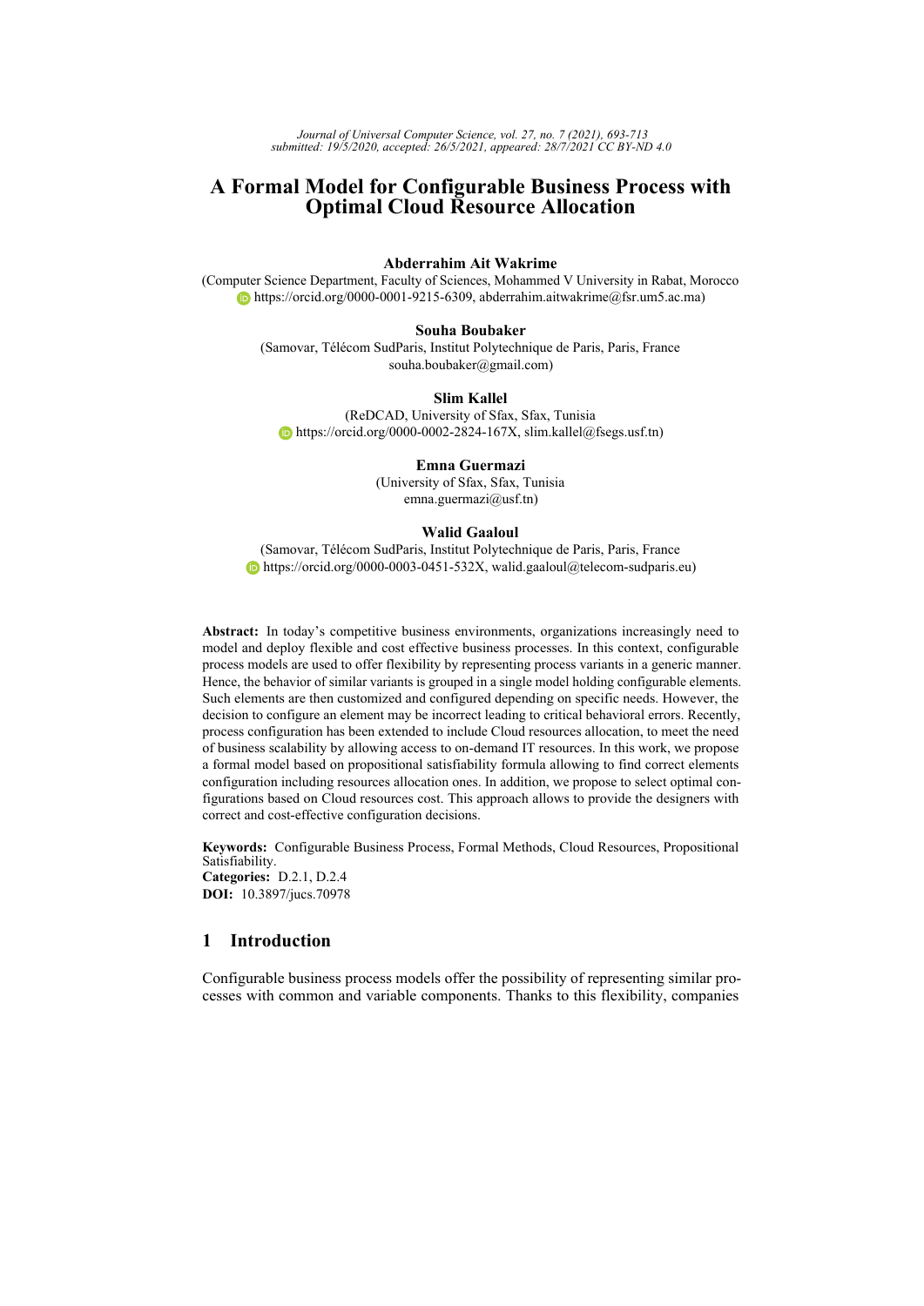# A Formal Model for Configurable Business Process with Optimal Cloud Resource Allocation

**Abderrahim Ait Wakrime**
(Computer Science Department, Faculty of Sciences, Mohammed V University in Rabat, Morocco
https://orcid.org/0000-0001-9215-6309, abderrahim.aitwakrime@fsr.um5.ac.ma)

**Souha Boubaker**
(Samovar, Télécom SudParis, Institut Polytechnique de Paris, Paris, France
souha.boubaker@gmail.com)

**Slim Kallel**
(ReDCAD, University of Sfax, Sfax, Tunisia
https://orcid.org/0000-0002-2824-167X, slim.kallel@fsegs.usf.tn)

**Emna Guermazi**
(University of Sfax, Sfax, Tunisia
emna.guermazi@usf.tn)

**Walid Gaaloul**
(Samovar, Télécom SudParis, Institut Polytechnique de Paris, Paris, France
https://orcid.org/0000-0003-0451-532X, walid.gaaloul@telecom-sudparis.eu)

**Abstract:** In today's competitive business environments, organizations increasingly need to model and deploy flexible and cost effective business processes. In this context, configurable process models are used to offer flexibility by representing process variants in a generic manner. Hence, the behavior of similar variants is grouped in a single model holding configurable elements. Such elements are then customized and configured depending on specific needs. However, the decision to configure an element may be incorrect leading to critical behavioral errors. Recently, process configuration has been extended to include Cloud resources allocation, to meet the need of business scalability by allowing access to on-demand IT resources. In this work, we propose a formal model based on propositional satisfiability formula allowing to find correct elements configuration including resources allocation ones. In addition, we propose to select optimal configurations based on Cloud resources cost. This approach allows to provide the designers with correct and cost-effective configuration decisions.

**Keywords:** Configurable Business Process, Formal Methods, Cloud Resources, Propositional Satisfiability.
**Categories:** D.2.1, D.2.4
**DOI:** 10.3897/jucs.70978

## 1 Introduction

Configurable business process models offer the possibility of representing similar processes with common and variable components. Thanks to this flexibility, companies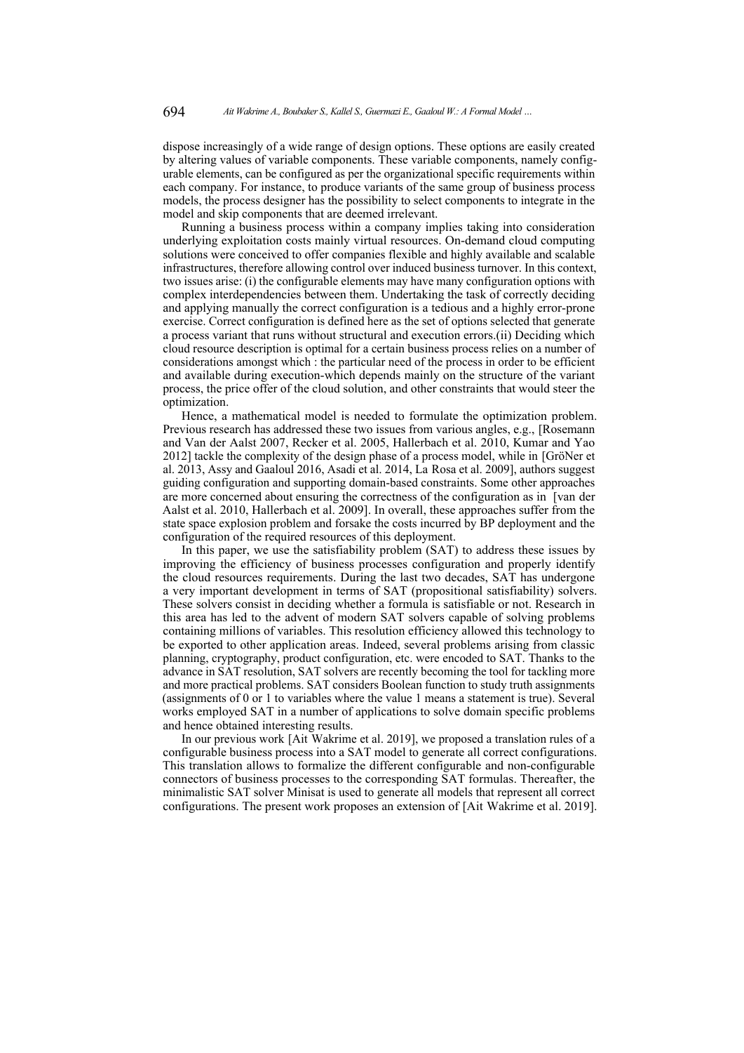dispose increasingly of a wide range of design options. These options are easily created by altering values of variable components. These variable components, namely configurable elements, can be configured as per the organizational specific requirements within each company. For instance, to produce variants of the same group of business process models, the process designer has the possibility to select components to integrate in the model and skip components that are deemed irrelevant.

Running a business process within a company implies taking into consideration underlying exploitation costs mainly virtual resources. On-demand cloud computing solutions were conceived to offer companies flexible and highly available and scalable infrastructures, therefore allowing control over induced business turnover. In this context, two issues arise: (i) the configurable elements may have many configuration options with complex interdependencies between them. Undertaking the task of correctly deciding and applying manually the correct configuration is a tedious and a highly error-prone exercise. Correct configuration is defined here as the set of options selected that generate a process variant that runs without structural and execution errors.(ii) Deciding which cloud resource description is optimal for a certain business process relies on a number of considerations amongst which : the particular need of the process in order to be efficient and available during execution-which depends mainly on the structure of the variant process, the price offer of the cloud solution, and other constraints that would steer the optimization.

Hence, a mathematical model is needed to formulate the optimization problem. Previous research has addressed these two issues from various angles, e.g., [Rosemann and Van der Aalst 2007, Recker et al. 2005, Hallerbach et al. 2010, Kumar and Yao 2012] tackle the complexity of the design phase of a process model, while in [GröNer et al. 2013, Assy and Gaaloul 2016, Asadi et al. 2014, La Rosa et al. 2009], authors suggest guiding configuration and supporting domain-based constraints. Some other approaches are more concerned about ensuring the correctness of the configuration as in [van der Aalst et al. 2010, Hallerbach et al. 2009]. In overall, these approaches suffer from the state space explosion problem and forsake the costs incurred by BP deployment and the configuration of the required resources of this deployment.

In this paper, we use the satisfiability problem (SAT) to address these issues by improving the efficiency of business processes configuration and properly identify the cloud resources requirements. During the last two decades, SAT has undergone a very important development in terms of SAT (propositional satisfiability) solvers. These solvers consist in deciding whether a formula is satisfiable or not. Research in this area has led to the advent of modern SAT solvers capable of solving problems containing millions of variables. This resolution efficiency allowed this technology to be exported to other application areas. Indeed, several problems arising from classic planning, cryptography, product configuration, etc. were encoded to SAT. Thanks to the advance in SAT resolution, SAT solvers are recently becoming the tool for tackling more and more practical problems. SAT considers Boolean function to study truth assignments (assignments of 0 or 1 to variables where the value 1 means a statement is true). Several works employed SAT in a number of applications to solve domain specific problems and hence obtained interesting results.

In our previous work [Ait Wakrime et al. 2019], we proposed a translation rules of a configurable business process into a SAT model to generate all correct configurations. This translation allows to formalize the different configurable and non-configurable connectors of business processes to the corresponding SAT formulas. Thereafter, the minimalistic SAT solver Minisat is used to generate all models that represent all correct configurations. The present work proposes an extension of [Ait Wakrime et al. 2019].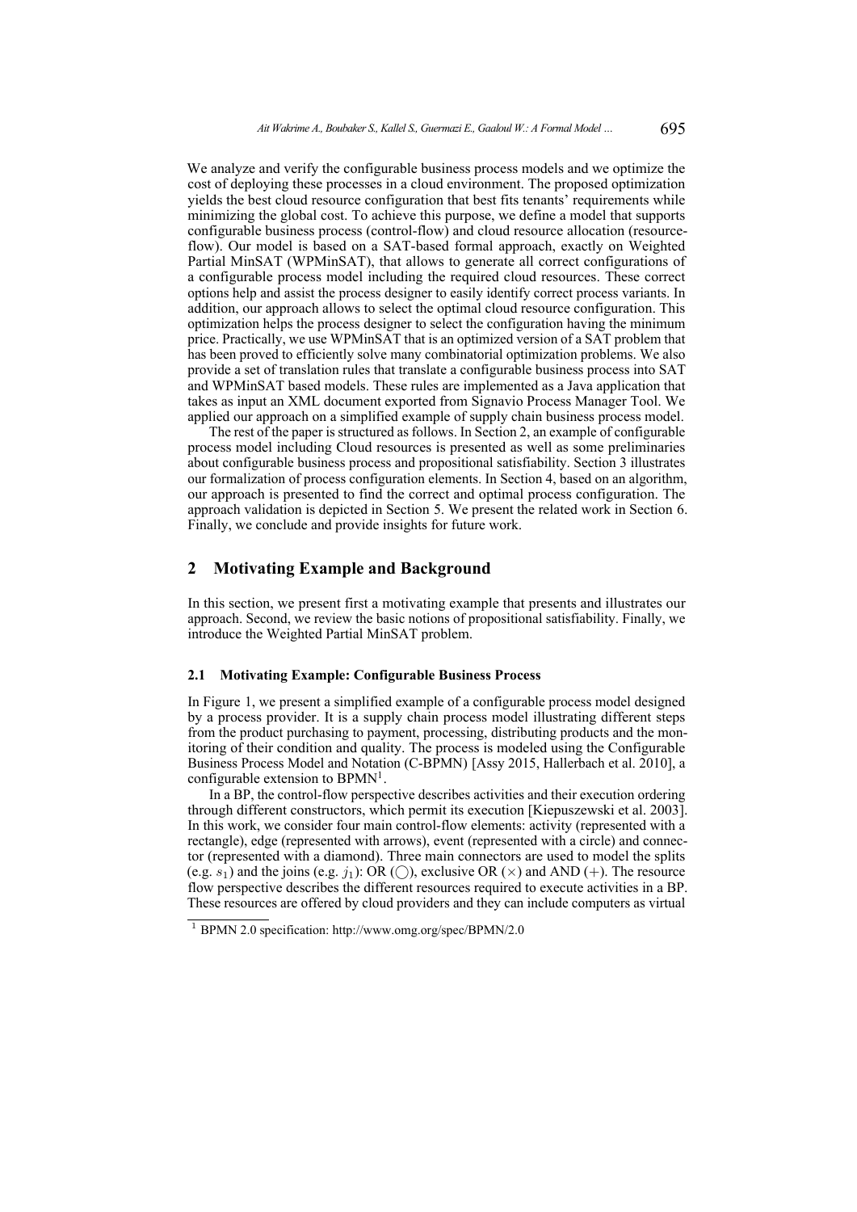We analyze and verify the configurable business process models and we optimize the cost of deploying these processes in a cloud environment. The proposed optimization yields the best cloud resource configuration that best fits tenants' requirements while minimizing the global cost. To achieve this purpose, we define a model that supports configurable business process (control-flow) and cloud resource allocation (resource-flow). Our model is based on a SAT-based formal approach, exactly on Weighted Partial MinSAT (WPMinSAT), that allows to generate all correct configurations of a configurable process model including the required cloud resources. These correct options help and assist the process designer to easily identify correct process variants. In addition, our approach allows to select the optimal cloud resource configuration. This optimization helps the process designer to select the configuration having the minimum price. Practically, we use WPMinSAT that is an optimized version of a SAT problem that has been proved to efficiently solve many combinatorial optimization problems. We also provide a set of translation rules that translate a configurable business process into SAT and WPMinSAT based models. These rules are implemented as a Java application that takes as input an XML document exported from Signavio Process Manager Tool. We applied our approach on a simplified example of supply chain business process model.

The rest of the paper is structured as follows. In Section 2, an example of configurable process model including Cloud resources is presented as well as some preliminaries about configurable business process and propositional satisfiability. Section 3 illustrates our formalization of process configuration elements. In Section 4, based on an algorithm, our approach is presented to find the correct and optimal process configuration. The approach validation is depicted in Section 5. We present the related work in Section 6. Finally, we conclude and provide insights for future work.

## 2 Motivating Example and Background

In this section, we present first a motivating example that presents and illustrates our approach. Second, we review the basic notions of propositional satisfiability. Finally, we introduce the Weighted Partial MinSAT problem.

### 2.1 Motivating Example: Configurable Business Process

In Figure 1, we present a simplified example of a configurable process model designed by a process provider. It is a supply chain process model illustrating different steps from the product purchasing to payment, processing, distributing products and the monitoring of their condition and quality. The process is modeled using the Configurable Business Process Model and Notation (C-BPMN) [Assy 2015, Hallerbach et al. 2010], a configurable extension to BPMN[1].

In a BP, the control-flow perspective describes activities and their execution ordering through different constructors, which permit its execution [Kiepuszewski et al. 2003]. In this work, we consider four main control-flow elements: activity (represented with a rectangle), edge (represented with arrows), event (represented with a circle) and connector (represented with a diamond). Three main connectors are used to model the splits (e.g. $s_1$) and the joins (e.g. $j_1$): OR ($\bigcirc$), exclusive OR ($\times$) and AND ($+$). The resource flow perspective describes the different resources required to execute activities in a BP. These resources are offered by cloud providers and they can include computers as virtual

[1] BPMN 2.0 specification: http://www.omg.org/spec/BPMN/2.0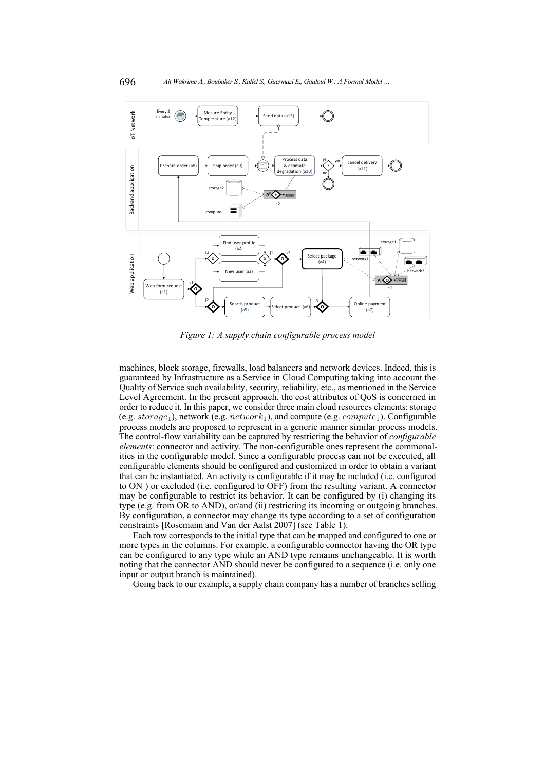*Figure 1: A supply chain configurable process model*

machines, block storage, firewalls, load balancers and network devices. Indeed, this is guaranteed by Infrastructure as a Service in Cloud Computing taking into account the Quality of Service such availability, security, reliability, etc., as mentioned in the Service Level Agreement. In the present approach, the cost attributes of QoS is concerned in order to reduce it. In this paper, we consider three main cloud resources elements: storage (e.g. $storage_1$), network (e.g. $network_1$), and compute (e.g. $compute_1$). Configurable process models are proposed to represent in a generic manner similar process models. The control-flow variability can be captured by restricting the behavior of *configurable elements*: connector and activity. The non-configurable ones represent the commonalities in the configurable model. Since a configurable process can not be executed, all configurable elements should be configured and customized in order to obtain a variant that can be instantiated. An activity is configurable if it may be included (i.e. configured to ON ) or excluded (i.e. configured to OFF) from the resulting variant. A connector may be configurable to restrict its behavior. It can be configured by (i) changing its type (e.g. from OR to AND), or/and (ii) restricting its incoming or outgoing branches. By configuration, a connector may change its type according to a set of configuration constraints [Rosemann and Van der Aalst 2007] (see Table 1).

Each row corresponds to the initial type that can be mapped and configured to one or more types in the columns. For example, a configurable connector having the OR type can be configured to any type while an AND type remains unchangeable. It is worth noting that the connector AND should never be configured to a sequence (i.e. only one input or output branch is maintained).

Going back to our example, a supply chain company has a number of branches selling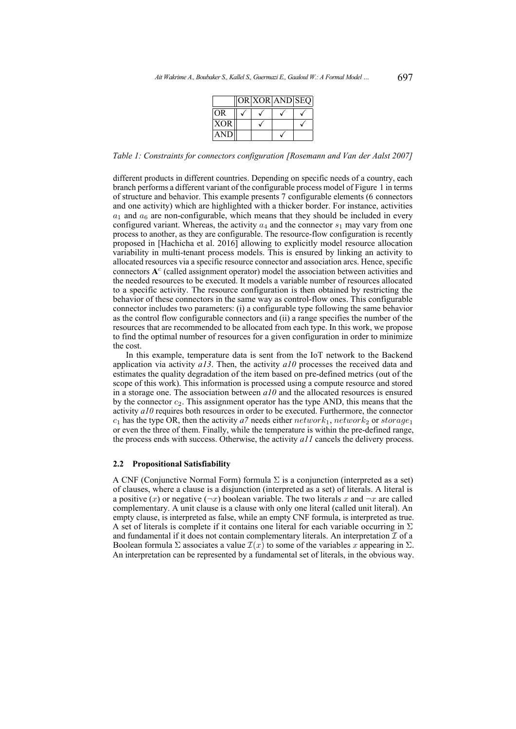| | OR | XOR | AND | SEQ |
|---|---|---|---|---|
| OR | ✓ | ✓ | ✓ | ✓ |
| XOR | | ✓ | | ✓ |
| AND | | | ✓ | |

*Table 1: Constraints for connectors configuration [Rosemann and Van der Aalst 2007]*

different products in different countries. Depending on specific needs of a country, each branch performs a different variant of the configurable process model of Figure 1 in terms of structure and behavior. This example presents 7 configurable elements (6 connectors and one activity) which are highlighted with a thicker border. For instance, activities $a_1$ and $a_6$ are non-configurable, which means that they should be included in every configured variant. Whereas, the activity $a_4$ and the connector $s_1$ may vary from one process to another, as they are configurable. The resource-flow configuration is recently proposed in [Hachicha et al. 2016] allowing to explicitly model resource allocation variability in multi-tenant process models. This is ensured by linking an activity to allocated resources via a specific resource connector and association arcs. Hence, specific connectors $\mathbf{A}^c$ (called assignment operator) model the association between activities and the needed resources to be executed. It models a variable number of resources allocated to a specific activity. The resource configuration is then obtained by restricting the behavior of these connectors in the same way as control-flow ones. This configurable connector includes two parameters: (i) a configurable type following the same behavior as the control flow configurable connectors and (ii) a range specifies the number of the resources that are recommended to be allocated from each type. In this work, we propose to find the optimal number of resources for a given configuration in order to minimize the cost.

In this example, temperature data is sent from the IoT network to the Backend application via activity *a13*. Then, the activity *a10* processes the received data and estimates the quality degradation of the item based on pre-defined metrics (out of the scope of this work). This information is processed using a compute resource and stored in a storage one. The association between *a10* and the allocated resources is ensured by the connector $c_2$. This assignment operator has the type AND, this means that the activity *a10* requires both resources in order to be executed. Furthermore, the connector $c_1$ has the type OR, then the activity *a7* needs either $network_1$, $network_2$ or $storage_1$ or even the three of them. Finally, while the temperature is within the pre-defined range, the process ends with success. Otherwise, the activity *a11* cancels the delivery process.

### 2.2 Propositional Satisfiability

A CNF (Conjunctive Normal Form) formula $\Sigma$ is a conjunction (interpreted as a set) of clauses, where a clause is a disjunction (interpreted as a set) of literals. A literal is a positive ($x$) or negative ($\neg x$) boolean variable. The two literals $x$ and $\neg x$ are called complementary. A unit clause is a clause with only one literal (called unit literal). An empty clause, is interpreted as false, while an empty CNF formula, is interpreted as true. A set of literals is complete if it contains one literal for each variable occurring in $\Sigma$ and fundamental if it does not contain complementary literals. An interpretation $\mathcal{I}$ of a Boolean formula $\Sigma$ associates a value $\mathcal{I}(x)$ to some of the variables $x$ appearing in $\Sigma$. An interpretation can be represented by a fundamental set of literals, in the obvious way.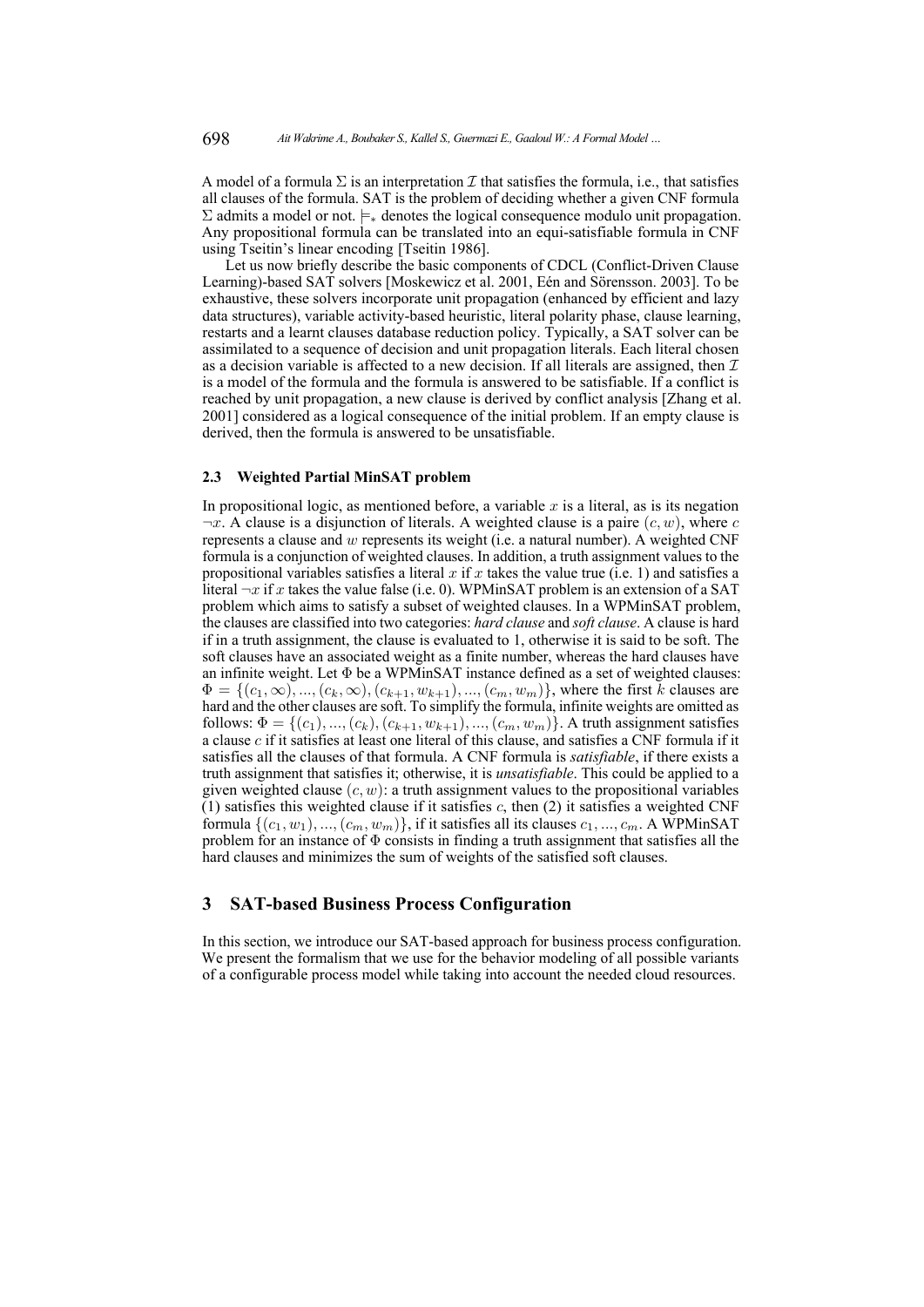A model of a formula $\Sigma$ is an interpretation $\mathcal{I}$ that satisfies the formula, i.e., that satisfies all clauses of the formula. SAT is the problem of deciding whether a given CNF formula $\Sigma$ admits a model or not. $\models_*$ denotes the logical consequence modulo unit propagation. Any propositional formula can be translated into an equi-satisfiable formula in CNF using Tseitin's linear encoding [Tseitin 1986].

Let us now briefly describe the basic components of CDCL (Conflict-Driven Clause Learning)-based SAT solvers [Moskewicz et al. 2001, Eén and Sörensson. 2003]. To be exhaustive, these solvers incorporate unit propagation (enhanced by efficient and lazy data structures), variable activity-based heuristic, literal polarity phase, clause learning, restarts and a learnt clauses database reduction policy. Typically, a SAT solver can be assimilated to a sequence of decision and unit propagation literals. Each literal chosen as a decision variable is affected to a new decision. If all literals are assigned, then $\mathcal{I}$ is a model of the formula and the formula is answered to be satisfiable. If a conflict is reached by unit propagation, a new clause is derived by conflict analysis [Zhang et al. 2001] considered as a logical consequence of the initial problem. If an empty clause is derived, then the formula is answered to be unsatisfiable.

### 2.3 Weighted Partial MinSAT problem

In propositional logic, as mentioned before, a variable $x$ is a literal, as is its negation $\neg x$. A clause is a disjunction of literals. A weighted clause is a paire $(c, w)$, where $c$ represents a clause and $w$ represents its weight (i.e. a natural number). A weighted CNF formula is a conjunction of weighted clauses. In addition, a truth assignment values to the propositional variables satisfies a literal $x$ if $x$ takes the value true (i.e. 1) and satisfies a literal $\neg x$ if $x$ takes the value false (i.e. 0). WPMinSAT problem is an extension of a SAT problem which aims to satisfy a subset of weighted clauses. In a WPMinSAT problem, the clauses are classified into two categories: *hard clause* and *soft clause*. A clause is hard if in a truth assignment, the clause is evaluated to 1, otherwise it is said to be soft. The soft clauses have an associated weight as a finite number, whereas the hard clauses have an infinite weight. Let $\Phi$ be a WPMinSAT instance defined as a set of weighted clauses: $\Phi = \{(c_1, \infty), ..., (c_k, \infty), (c_{k+1}, w_{k+1}), ..., (c_m, w_m)\}$, where the first $k$ clauses are hard and the other clauses are soft. To simplify the formula, infinite weights are omitted as follows: $\Phi = \{(c_1), ..., (c_k), (c_{k+1}, w_{k+1}), ..., (c_m, w_m)\}$. A truth assignment satisfies a clause $c$ if it satisfies at least one literal of this clause, and satisfies a CNF formula if it satisfies all the clauses of that formula. A CNF formula is *satisfiable*, if there exists a truth assignment that satisfies it; otherwise, it is *unsatisfiable*. This could be applied to a given weighted clause $(c, w)$: a truth assignment values to the propositional variables (1) satisfies this weighted clause if it satisfies $c$, then (2) it satisfies a weighted CNF formula $\{(c_1, w_1), ..., (c_m, w_m)\}$, if it satisfies all its clauses $c_1, ..., c_m$. A WPMinSAT problem for an instance of $\Phi$ consists in finding a truth assignment that satisfies all the hard clauses and minimizes the sum of weights of the satisfied soft clauses.

## 3 SAT-based Business Process Configuration

In this section, we introduce our SAT-based approach for business process configuration. We present the formalism that we use for the behavior modeling of all possible variants of a configurable process model while taking into account the needed cloud resources.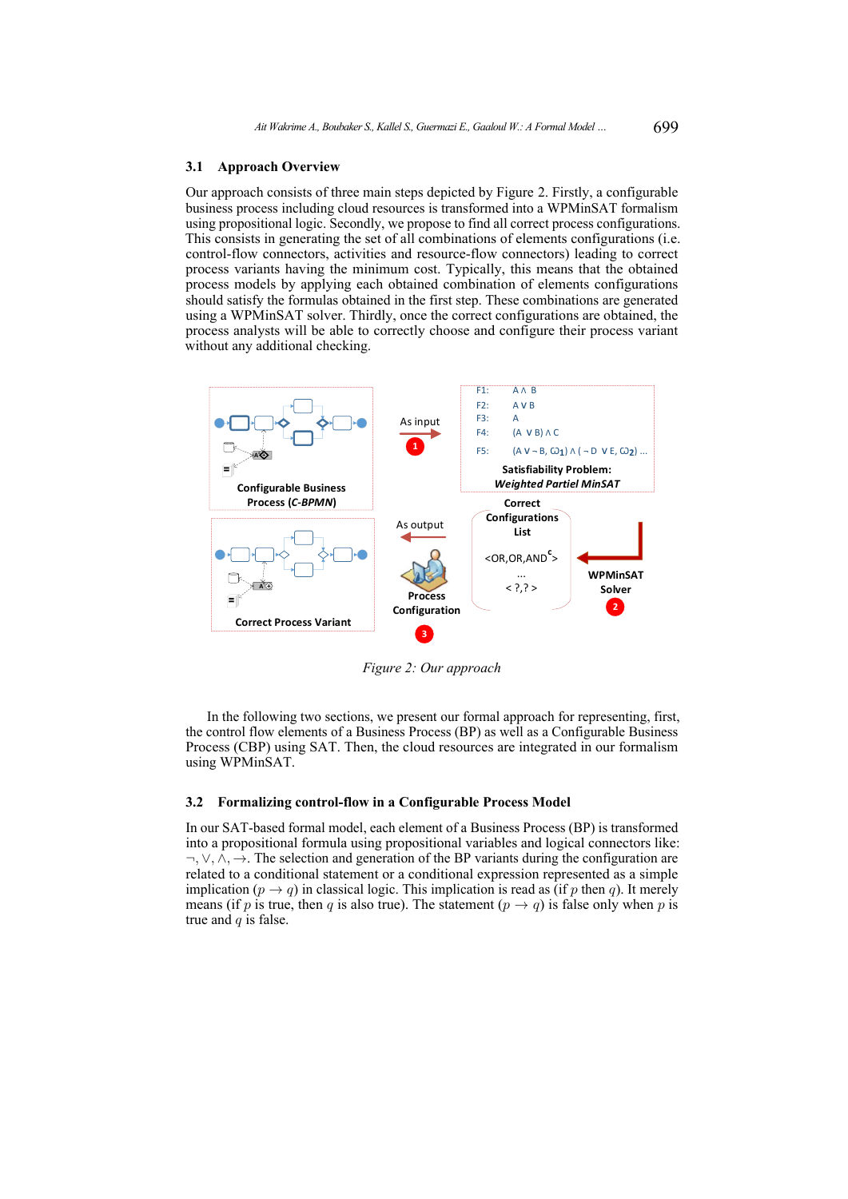## 3.1 Approach Overview

Our approach consists of three main steps depicted by Figure 2. Firstly, a configurable business process including cloud resources is transformed into a WPMinSAT formalism using propositional logic. Secondly, we propose to find all correct process configurations. This consists in generating the set of all combinations of elements configurations (i.e. control-flow connectors, activities and resource-flow connectors) leading to correct process variants having the minimum cost. Typically, this means that the obtained process models by applying each obtained combination of elements configurations should satisfy the formulas obtained in the first step. These combinations are generated using a WPMinSAT solver. Thirdly, once the correct configurations are obtained, the process analysts will be able to correctly choose and configure their process variant without any additional checking.

Figure 2: Our approach

In the following two sections, we present our formal approach for representing, first, the control flow elements of a Business Process (BP) as well as a Configurable Business Process (CBP) using SAT. Then, the cloud resources are integrated in our formalism using WPMinSAT.

## 3.2 Formalizing control-flow in a Configurable Process Model

In our SAT-based formal model, each element of a Business Process (BP) is transformed into a propositional formula using propositional variables and logical connectors like: $\neg, \vee, \wedge, \rightarrow$. The selection and generation of the BP variants during the configuration are related to a conditional statement or a conditional expression represented as a simple implication ($p \rightarrow q$) in classical logic. This implication is read as (if $p$ then $q$). It merely means (if $p$ is true, then $q$ is also true). The statement ($p \rightarrow q$) is false only when $p$ is true and $q$ is false.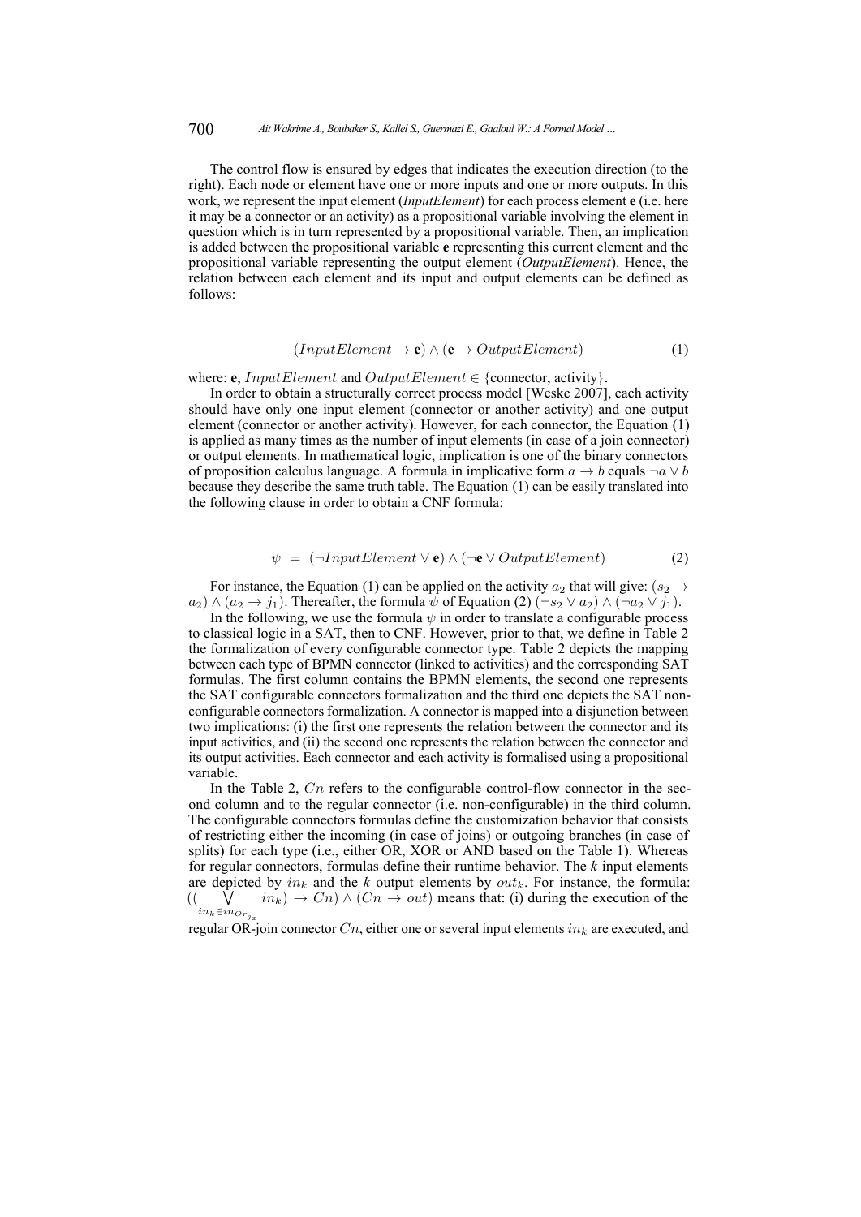The control flow is ensured by edges that indicates the execution direction (to the right). Each node or element have one or more inputs and one or more outputs. In this work, we represent the input element (*InputElement*) for each process element **e** (i.e. here it may be a connector or an activity) as a propositional variable involving the element in question which is in turn represented by a propositional variable. Then, an implication is added between the propositional variable **e** representing this current element and the propositional variable representing the output element (*OutputElement*). Hence, the relation between each element and its input and output elements can be defined as follows:

$$(InputElement \rightarrow \mathbf{e}) \wedge (\mathbf{e} \rightarrow OutputElement) \tag{1}$$

where: **e**, $InputElement$ and $OutputElement \in$ {connector, activity}.

In order to obtain a structurally correct process model [Weske 2007], each activity should have only one input element (connector or another activity) and one output element (connector or another activity). However, for each connector, the Equation (1) is applied as many times as the number of input elements (in case of a join connector) or output elements. In mathematical logic, implication is one of the binary connectors of proposition calculus language. A formula in implicative form $a \rightarrow b$ equals $\neg a \vee b$ because they describe the same truth table. The Equation (1) can be easily translated into the following clause in order to obtain a CNF formula:

$$\psi \;=\; (\neg InputElement \vee \mathbf{e}) \wedge (\neg \mathbf{e} \vee OutputElement) \tag{2}$$

For instance, the Equation (1) can be applied on the activity $a_2$ that will give: $(s_2 \rightarrow a_2) \wedge (a_2 \rightarrow j_1)$. Thereafter, the formula $\psi$ of Equation (2) $(\neg s_2 \vee a_2) \wedge (\neg a_2 \vee j_1)$.

In the following, we use the formula $\psi$ in order to translate a configurable process to classical logic in a SAT, then to CNF. However, prior to that, we define in Table 2 the formalization of every configurable connector type. Table 2 depicts the mapping between each type of BPMN connector (linked to activities) and the corresponding SAT formulas. The first column contains the BPMN elements, the second one represents the SAT configurable connectors formalization and the third one depicts the SAT non-configurable connectors formalization. A connector is mapped into a disjunction between two implications: (i) the first one represents the relation between the connector and its input activities, and (ii) the second one represents the relation between the connector and its output activities. Each connector and each activity is formalised using a propositional variable.

In the Table 2, $Cn$ refers to the configurable control-flow connector in the second column and to the regular connector (i.e. non-configurable) in the third column. The configurable connectors formulas define the customization behavior that consists of restricting either the incoming (in case of joins) or outgoing branches (in case of splits) for each type (i.e., either OR, XOR or AND based on the Table 1). Whereas for regular connectors, formulas define their runtime behavior. The *k* input elements are depicted by $in_k$ and the *k* output elements by $out_k$. For instance, the formula: $((\bigvee_{in_k \in in_{Or_{j_x}}} in_k) \rightarrow Cn) \wedge (Cn \rightarrow out)$ means that: (i) during the execution of the regular OR-join connector $Cn$, either one or several input elements $in_k$ are executed, and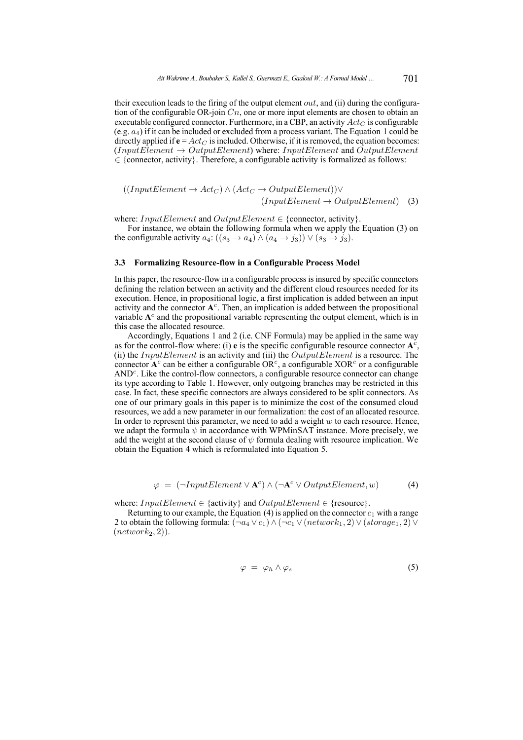their execution leads to the firing of the output element $out$, and (ii) during the configuration of the configurable OR-join $Cn$, one or more input elements are chosen to obtain an executable configured connector. Furthermore, in a CBP, an activity $Act_C$ is configurable (e.g. $a_4$) if it can be included or excluded from a process variant. The Equation 1 could be directly applied if $\mathbf{e} = Act_C$ is included. Otherwise, if it is removed, the equation becomes: $(InputElement \rightarrow OutputElement)$ where: $InputElement$ and $OutputElement$ $\in$ {connector, activity}. Therefore, a configurable activity is formalized as follows:

$$((InputElement \rightarrow Act_C) \wedge (Act_C \rightarrow OutputElement)) \vee (InputElement \rightarrow OutputElement) \quad (3)$$

where: $InputElement$ and $OutputElement \in$ {connector, activity}.

For instance, we obtain the following formula when we apply the Equation (3) on the configurable activity $a_4$: $((s_3 \rightarrow a_4) \wedge (a_4 \rightarrow j_3)) \vee (s_3 \rightarrow j_3)$.

### 3.3 Formalizing Resource-flow in a Configurable Process Model

In this paper, the resource-flow in a configurable process is insured by specific connectors defining the relation between an activity and the different cloud resources needed for its execution. Hence, in propositional logic, a first implication is added between an input activity and the connector $\mathbf{A}^c$. Then, an implication is added between the propositional variable $\mathbf{A}^c$ and the propositional variable representing the output element, which is in this case the allocated resource.

Accordingly, Equations 1 and 2 (i.e. CNF Formula) may be applied in the same way as for the control-flow where: (i) $\mathbf{e}$ is the specific configurable resource connector $\mathbf{A}^c$, (ii) the $InputElement$ is an activity and (iii) the $OutputElement$ is a resource. The connector $\mathbf{A}^c$ can be either a configurable $\mathrm{OR}^c$, a configurable $\mathrm{XOR}^c$ or a configurable $\mathrm{AND}^c$. Like the control-flow connectors, a configurable resource connector can change its type according to Table 1. However, only outgoing branches may be restricted in this case. In fact, these specific connectors are always considered to be split connectors. As one of our primary goals in this paper is to minimize the cost of the consumed cloud resources, we add a new parameter in our formalization: the cost of an allocated resource. In order to represent this parameter, we need to add a weight $w$ to each resource. Hence, we adapt the formula $\psi$ in accordance with WPMinSAT instance. More precisely, we add the weight at the second clause of $\psi$ formula dealing with resource implication. We obtain the Equation 4 which is reformulated into Equation 5.

$$\varphi \ = \ (\neg InputElement \vee \mathbf{A}^c) \wedge (\neg \mathbf{A}^c \vee OutputElement, w) \quad (4)$$

where: $InputElement \in$ {activity} and $OutputElement \in$ {resource}.

Returning to our example, the Equation (4) is applied on the connector $c_1$ with a range 2 to obtain the following formula: $(\neg a_4 \vee c_1) \wedge (\neg c_1 \vee (network_1, 2) \vee (storage_1, 2) \vee (network_2, 2))$.

$$\varphi \ = \ \varphi_h \wedge \varphi_s \quad (5)$$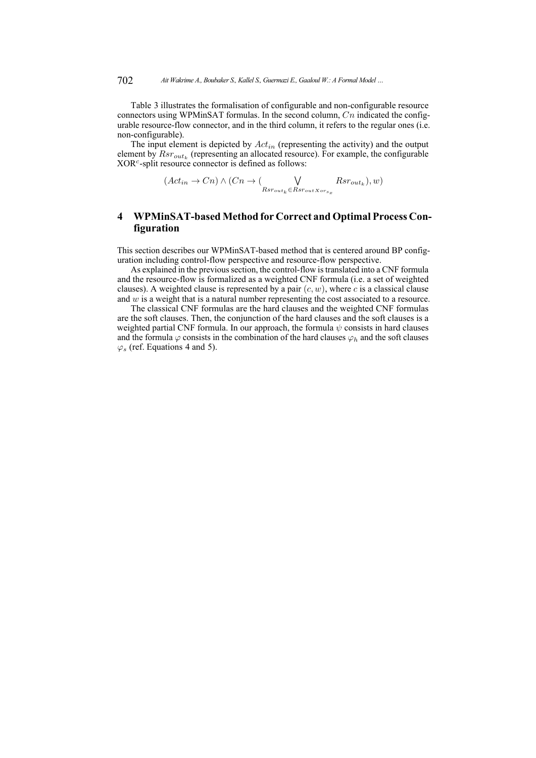Table 3 illustrates the formalisation of configurable and non-configurable resource connectors using WPMinSAT formulas. In the second column, $Cn$ indicated the configurable resource-flow connector, and in the third column, it refers to the regular ones (i.e. non-configurable).

The input element is depicted by $Act_{in}$ (representing the activity) and the output element by $Rsr_{out_k}$ (representing an allocated resource). For example, the configurable XOR$^c$-split resource connector is defined as follows:

$$(Act_{in} \rightarrow Cn) \wedge (Cn \rightarrow (\bigvee_{Rsr_{out_k} \in Rsr_{out\,Xors_x}} Rsr_{out_k}), w)$$

## 4 WPMinSAT-based Method for Correct and Optimal Process Configuration

This section describes our WPMinSAT-based method that is centered around BP configuration including control-flow perspective and resource-flow perspective.

As explained in the previous section, the control-flow is translated into a CNF formula and the resource-flow is formalized as a weighted CNF formula (i.e. a set of weighted clauses). A weighted clause is represented by a pair $(c, w)$, where $c$ is a classical clause and $w$ is a weight that is a natural number representing the cost associated to a resource.

The classical CNF formulas are the hard clauses and the weighted CNF formulas are the soft clauses. Then, the conjunction of the hard clauses and the soft clauses is a weighted partial CNF formula. In our approach, the formula $\psi$ consists in hard clauses and the formula $\varphi$ consists in the combination of the hard clauses $\varphi_h$ and the soft clauses $\varphi_s$ (ref. Equations 4 and 5).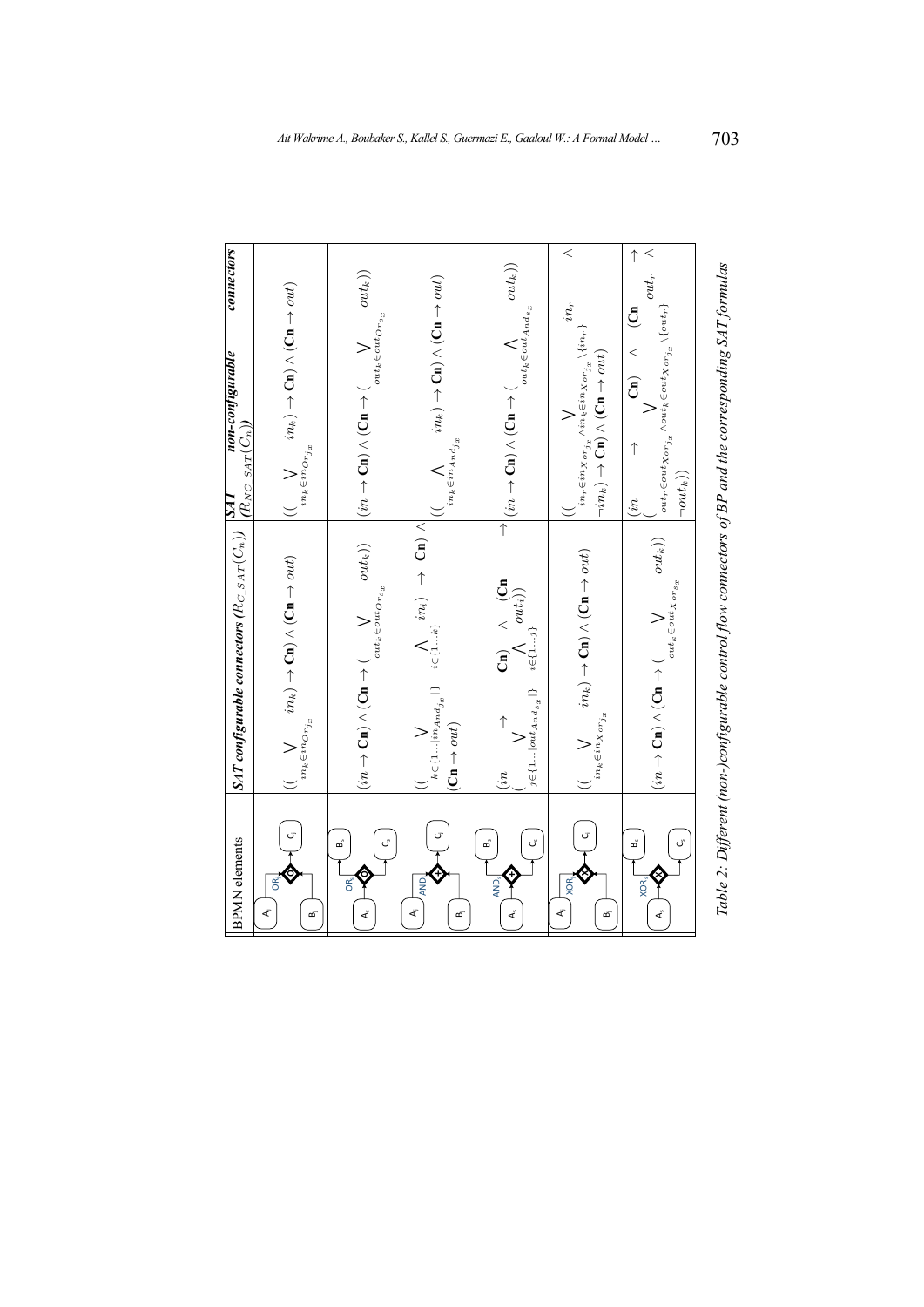| BPMN elements | SAT configurable connectors ($R_{C\_SAT}(C_n)$) | SAT non-configurable connectors ($R_{NC\_SAT}(C_n)$) |
|---|---|---|
| $A_j$, $B_j$ → OR$_j$ → $C_j$ | $((\bigvee_{in_k \in in_{Or_{jx}}} in_k) \rightarrow \mathbf{Cn}) \wedge (\mathbf{Cn} \rightarrow out)$ | $((\bigvee_{in_k \in in_{Or_{jx}}} in_k) \rightarrow \mathbf{Cn}) \wedge (\mathbf{Cn} \rightarrow out)$ |
| $A_s$ → OR$_s$ → $B_s$, $C_s$ | $(in \rightarrow \mathbf{Cn}) \wedge (\mathbf{Cn} \rightarrow (\bigvee_{out_k \in out_{Or_{sx}}} out_k))$ | $(in \rightarrow \mathbf{Cn}) \wedge (\mathbf{Cn} \rightarrow (\bigvee_{out_k \in out_{Or_{sx}}} out_k))$ |
| $A_j$, $B_j$ → AND$_j$ → $C_j$ | $((\bigvee_{k \in \{1..\|in_{And_{jx}}\|\}} \bigwedge_{i \in \{1...k\}} in_i) \rightarrow \mathbf{Cn}) \wedge (\mathbf{Cn} \rightarrow out)$ | $((\bigwedge_{in_k \in in_{And_{jx}}} in_k) \rightarrow \mathbf{Cn}) \wedge (\mathbf{Cn} \rightarrow out)$ |
| $A_s$ → AND$_s$ → $B_s$, $C_s$ | $(in \rightarrow \mathbf{Cn}) \wedge (\mathbf{Cn} \rightarrow (\bigvee_{j \in \{1..\|out_{And_{sx}}\|\}} \bigwedge_{i \in \{1...j\}} out_i))$ | $(in \rightarrow \mathbf{Cn}) \wedge (\mathbf{Cn} \rightarrow (\bigwedge_{out_k \in out_{And_{sx}}} out_k))$ |
| $A_j$, $B_j$ → XOR$_j$ → $C_j$ | $((\bigvee_{in_k \in in_{Xor_{jx}}} in_k) \rightarrow \mathbf{Cn}) \wedge (\mathbf{Cn} \rightarrow out)$ | $((\bigvee_{in_r \in in_{Xor_{jx}} \wedge in_k \in in_{Xor_{jx}} \setminus \{in_r\}} in_r \wedge \neg in_k) \rightarrow \mathbf{Cn}) \wedge (\mathbf{Cn} \rightarrow out)$ |
| $A_s$ → XOR$_s$ → $B_s$, $C_s$ | $(in \rightarrow \mathbf{Cn}) \wedge (\mathbf{Cn} \rightarrow (\bigvee_{out_k \in out_{Xor_{sx}}} out_k))$ | $(in \rightarrow \mathbf{Cn}) \wedge (\mathbf{Cn} \rightarrow (\bigvee_{out_r \in out_{Xor_{jx}} \wedge out_k \in out_{Xor_{jx}} \setminus \{out_r\}} out_r \wedge \neg out_k))$ |

*Table 2: Different (non-)configurable control flow connectors of BP and the corresponding SAT formulas*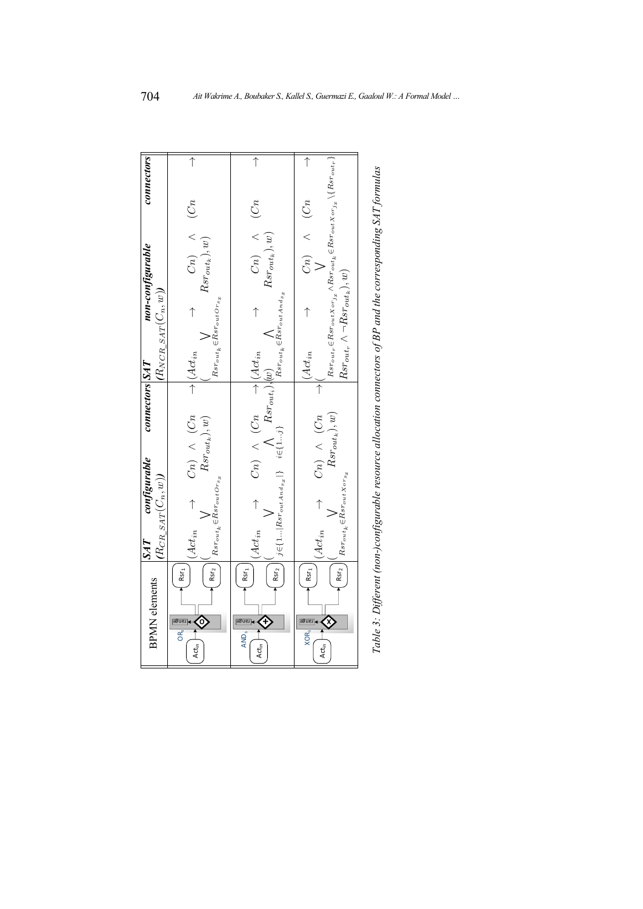| BPMN elements | SAT configurable connectors $(R_{CR\_SAT}(C_n, w))$ | SAT non-configurable connectors $(R_{NCR\_SAT}(C_n, w))$ |
|---|---|---|
| $OR_s$: $Act_{in}$ → [range] OR → $Rsr_1$, $Rsr_2$ | $(Act_{in} \rightarrow Cn) \wedge (Cn \rightarrow (\bigvee_{Rsr_{out_k} \in Rsr_{outOrs_x}} Rsr_{out_k}), w)$ | $(Act_{in} \rightarrow Cn) \wedge (Cn \rightarrow (\bigvee_{Rsr_{out_k} \in Rsr_{outOrs_x}} Rsr_{out_k}), w)$ |
| $AND_s$: $Act_{in}$ → [range] AND → $Rsr_1$, $Rsr_2$ | $(Act_{in} \rightarrow Cn) \wedge (Cn \rightarrow (\bigvee_{j \in \{1...\lvert Rsr_{outAnd_{sx}} \rvert\}} \bigwedge_{i \in \{1...j\}} Rsr_{out_i}), w)$ | $(Act_{in} \rightarrow Cn) \wedge (Cn \rightarrow (\bigwedge_{Rsr_{out_k} \in Rsr_{outAnd_{sx}}} Rsr_{out_k}), w)$ |
| $XOR_s$: $Act_{in}$ → [range] XOR → $Rsr_1$, $Rsr_2$ | $(Act_{in} \rightarrow Cn) \wedge (Cn \rightarrow (\bigvee_{Rsr_{out_k} \in Rsr_{outXors_x}} Rsr_{out_k}), w)$ | $(Act_{in} \rightarrow Cn) \wedge (Cn \rightarrow (\bigvee_{Rsr_{out_r} \in Rsr_{outXor_{jx}} \wedge Rsr_{out_k} \in Rsr_{outXor_{jx}} \setminus \{Rsr_{out_r}\}} Rsr_{out_r} \wedge \neg Rsr_{out_k}), w)$ |

Table 3: Different (non-)configurable resource allocation connectors of BP and the corresponding SAT formulas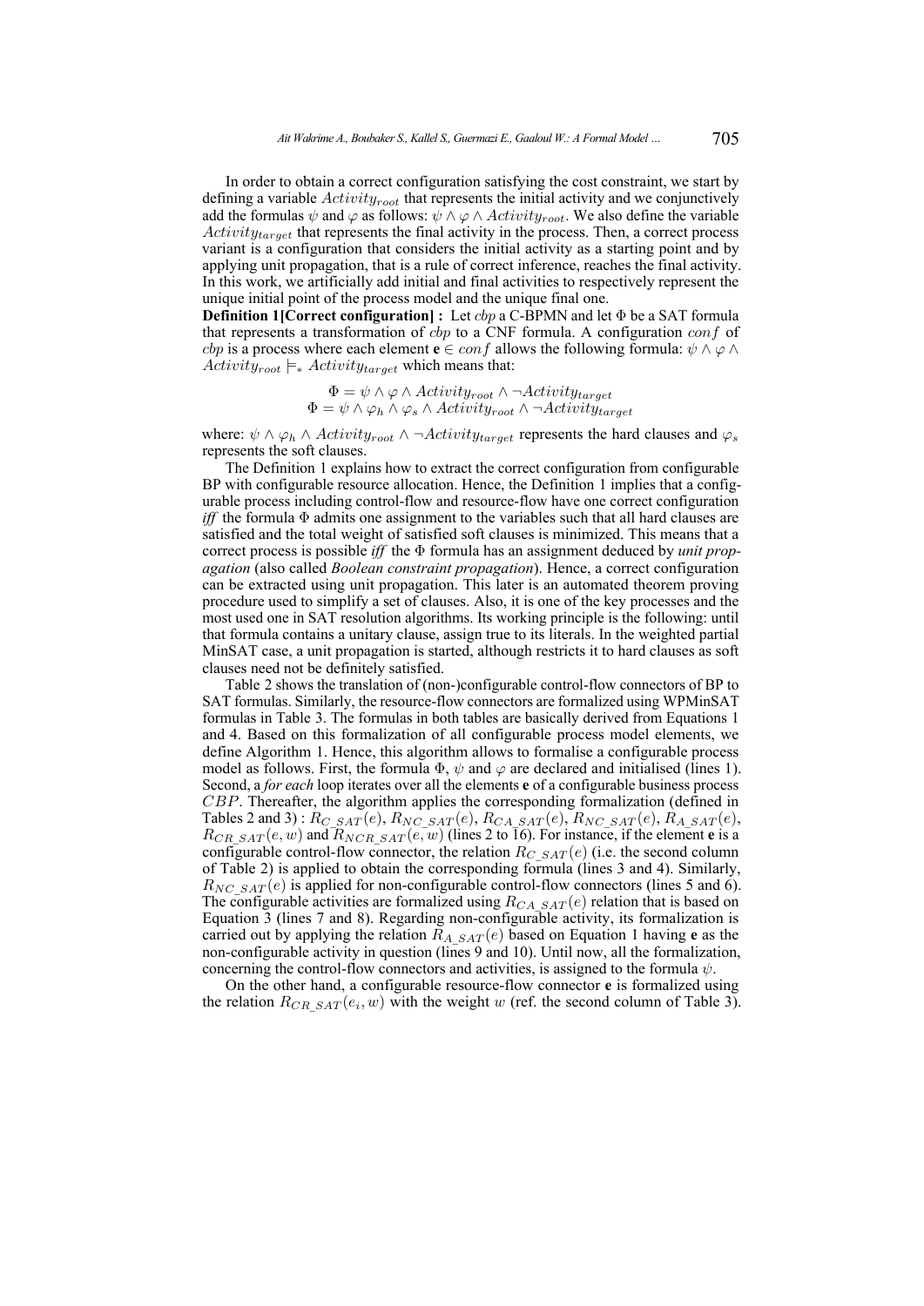In order to obtain a correct configuration satisfying the cost constraint, we start by defining a variable $Activity_{root}$ that represents the initial activity and we conjunctively add the formulas $\psi$ and $\varphi$ as follows: $\psi \wedge \varphi \wedge Activity_{root}$. We also define the variable $Activity_{target}$ that represents the final activity in the process. Then, a correct process variant is a configuration that considers the initial activity as a starting point and by applying unit propagation, that is a rule of correct inference, reaches the final activity. In this work, we artificially add initial and final activities to respectively represent the unique initial point of the process model and the unique final one.

**Definition 1[Correct configuration] :** Let *cbp* a C-BPMN and let $\Phi$ be a SAT formula that represents a transformation of *cbp* to a CNF formula. A configuration $conf$ of *cbp* is a process where each element $\mathbf{e} \in conf$ allows the following formula: $\psi \wedge \varphi \wedge Activity_{root} \models_{*} Activity_{target}$ which means that:

$$\Phi = \psi \wedge \varphi \wedge Activity_{root} \wedge \neg Activity_{target}$$
$$\Phi = \psi \wedge \varphi_h \wedge \varphi_s \wedge Activity_{root} \wedge \neg Activity_{target}$$

where: $\psi \wedge \varphi_h \wedge Activity_{root} \wedge \neg Activity_{target}$ represents the hard clauses and $\varphi_s$ represents the soft clauses.

The Definition 1 explains how to extract the correct configuration from configurable BP with configurable resource allocation. Hence, the Definition 1 implies that a configurable process including control-flow and resource-flow have one correct configuration *iff* the formula $\Phi$ admits one assignment to the variables such that all hard clauses are satisfied and the total weight of satisfied soft clauses is minimized. This means that a correct process is possible *iff* the $\Phi$ formula has an assignment deduced by *unit propagation* (also called *Boolean constraint propagation*). Hence, a correct configuration can be extracted using unit propagation. This later is an automated theorem proving procedure used to simplify a set of clauses. Also, it is one of the key processes and the most used one in SAT resolution algorithms. Its working principle is the following: until that formula contains a unitary clause, assign true to its literals. In the weighted partial MinSAT case, a unit propagation is started, although restricts it to hard clauses as soft clauses need not be definitely satisfied.

Table 2 shows the translation of (non-)configurable control-flow connectors of BP to SAT formulas. Similarly, the resource-flow connectors are formalized using WPMinSAT formulas in Table 3. The formulas in both tables are basically derived from Equations 1 and 4. Based on this formalization of all configurable process model elements, we define Algorithm 1. Hence, this algorithm allows to formalise a configurable process model as follows. First, the formula $\Phi$, $\psi$ and $\varphi$ are declared and initialised (lines 1). Second, a *for each* loop iterates over all the elements **e** of a configurable business process $CBP$. Thereafter, the algorithm applies the corresponding formalization (defined in Tables 2 and 3) : $R_{C\_SAT}(e)$, $R_{NC\_SAT}(e)$, $R_{CA\_SAT}(e)$, $R_{NC\_SAT}(e)$, $R_{A\_SAT}(e)$, $R_{CR\_SAT}(e, w)$ and $R_{NCR\_SAT}(e, w)$ (lines 2 to 16). For instance, if the element **e** is a configurable control-flow connector, the relation $R_{C\_SAT}(e)$ (i.e. the second column of Table 2) is applied to obtain the corresponding formula (lines 3 and 4). Similarly, $R_{NC\_SAT}(e)$ is applied for non-configurable control-flow connectors (lines 5 and 6). The configurable activities are formalized using $R_{CA\_SAT}(e)$ relation that is based on Equation 3 (lines 7 and 8). Regarding non-configurable activity, its formalization is carried out by applying the relation $R_{A\_SAT}(e)$ based on Equation 1 having **e** as the non-configurable activity in question (lines 9 and 10). Until now, all the formalization, concerning the control-flow connectors and activities, is assigned to the formula $\psi$.

On the other hand, a configurable resource-flow connector **e** is formalized using the relation $R_{CR\_SAT}(e_i, w)$ with the weight $w$ (ref. the second column of Table 3).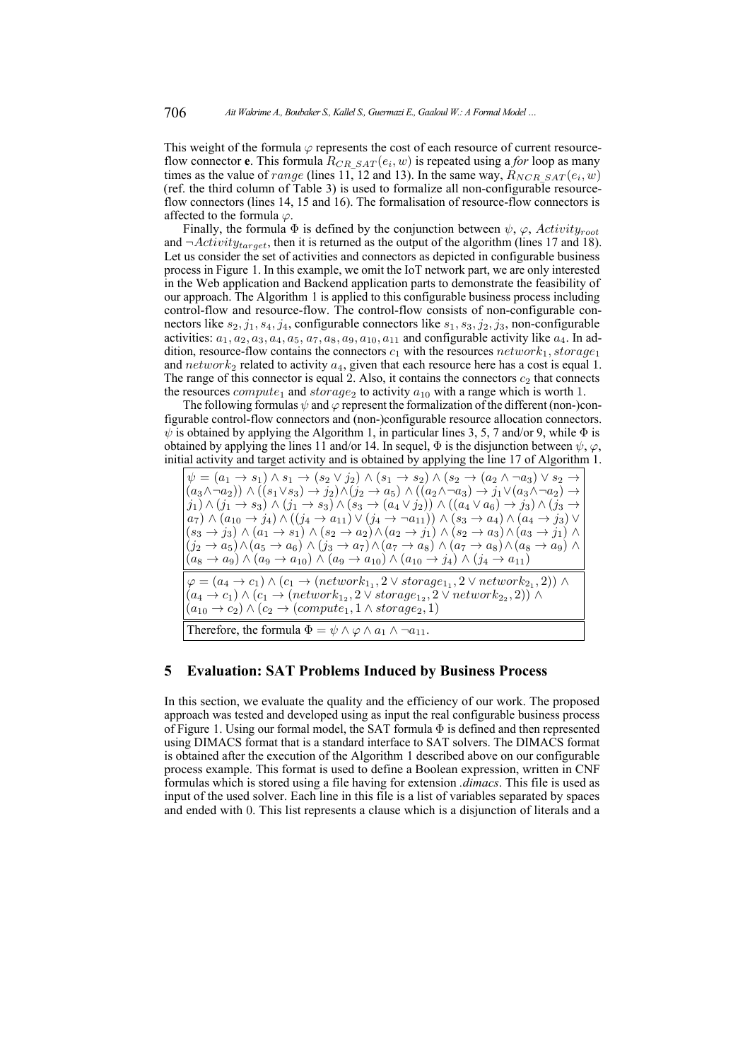This weight of the formula $\varphi$ represents the cost of each resource of current resource-flow connector **e**. This formula $R_{CR\_SAT}(e_i, w)$ is repeated using a *for* loop as many times as the value of $range$ (lines 11, 12 and 13). In the same way, $R_{NCR\_SAT}(e_i, w)$ (ref. the third column of Table 3) is used to formalize all non-configurable resource-flow connectors (lines 14, 15 and 16). The formalisation of resource-flow connectors is affected to the formula $\varphi$.

Finally, the formula $\Phi$ is defined by the conjunction between $\psi$, $\varphi$, $Activity_{root}$ and $\neg Activity_{target}$, then it is returned as the output of the algorithm (lines 17 and 18). Let us consider the set of activities and connectors as depicted in configurable business process in Figure 1. In this example, we omit the IoT network part, we are only interested in the Web application and Backend application parts to demonstrate the feasibility of our approach. The Algorithm 1 is applied to this configurable business process including control-flow and resource-flow. The control-flow consists of non-configurable connectors like $s_2, j_1, s_4, j_4$, configurable connectors like $s_1, s_3, j_2, j_3$, non-configurable activities: $a_1, a_2, a_3, a_4, a_5, a_7, a_8, a_9, a_{10}, a_{11}$ and configurable activity like $a_4$. In addition, resource-flow contains the connectors $c_1$ with the resources $network_1$, $storage_1$ and $network_2$ related to activity $a_4$, given that each resource here has a cost is equal 1. The range of this connector is equal 2. Also, it contains the connectors $c_2$ that connects the resources $compute_1$ and $storage_2$ to activity $a_{10}$ with a range which is worth 1.

The following formulas $\psi$ and $\varphi$ represent the formalization of the different (non-)configurable control-flow connectors and (non-)configurable resource allocation connectors. $\psi$ is obtained by applying the Algorithm 1, in particular lines 3, 5, 7 and/or 9, while $\Phi$ is obtained by applying the lines 11 and/or 14. In sequel, $\Phi$ is the disjunction between $\psi$, $\varphi$, initial activity and target activity and is obtained by applying the line 17 of Algorithm 1.

$$\psi = (a_1 \to s_1) \wedge s_1 \to (s_2 \vee j_2) \wedge (s_1 \to s_2) \wedge (s_2 \to (a_2 \wedge \neg a_3) \vee s_2 \to (a_3 \wedge \neg a_2)) \wedge ((s_1 \vee s_3) \to j_2) \wedge (j_2 \to a_5) \wedge ((a_2 \wedge \neg a_3) \to j_1 \vee (a_3 \wedge \neg a_2) \to j_1) \wedge (j_1 \to s_3) \wedge (j_1 \to s_3) \wedge (s_3 \to (a_4 \vee j_2)) \wedge ((a_4 \vee a_6) \to j_3) \wedge (j_3 \to a_7) \wedge (a_{10} \to j_4) \wedge ((j_4 \to a_{11}) \vee (j_4 \to \neg a_{11})) \wedge (s_3 \to a_4) \wedge (a_4 \to j_3) \vee (s_3 \to j_3) \wedge (a_1 \to s_1) \wedge (s_2 \to a_2) \wedge (a_2 \to j_1) \wedge (s_2 \to a_3) \wedge (a_3 \to j_1) \wedge (j_2 \to a_5) \wedge (a_5 \to a_6) \wedge (j_3 \to a_7) \wedge (a_7 \to a_8) \wedge (a_7 \to a_8) \wedge (a_8 \to a_9) \wedge (a_8 \to a_9) \wedge (a_9 \to a_{10}) \wedge (a_9 \to a_{10}) \wedge (a_{10} \to j_4) \wedge (j_4 \to a_{11})$$

$$\varphi = (a_4 \to c_1) \wedge (c_1 \to (network_{1_1}, 2 \vee storage_{1_1}, 2 \vee network_{2_1}, 2)) \wedge (a_4 \to c_1) \wedge (c_1 \to (network_{1_2}, 2 \vee storage_{1_2}, 2 \vee network_{2_2}, 2)) \wedge (a_{10} \to c_2) \wedge (c_2 \to (compute_1, 1 \wedge storage_2, 1)$$

Therefore, the formula $\Phi = \psi \wedge \varphi \wedge a_1 \wedge \neg a_{11}$.

## 5 Evaluation: SAT Problems Induced by Business Process

In this section, we evaluate the quality and the efficiency of our work. The proposed approach was tested and developed using as input the real configurable business process of Figure 1. Using our formal model, the SAT formula $\Phi$ is defined and then represented using DIMACS format that is a standard interface to SAT solvers. The DIMACS format is obtained after the execution of the Algorithm 1 described above on our configurable process example. This format is used to define a Boolean expression, written in CNF formulas which is stored using a file having for extension *.dimacs*. This file is used as input of the used solver. Each line in this file is a list of variables separated by spaces and ended with 0. This list represents a clause which is a disjunction of literals and a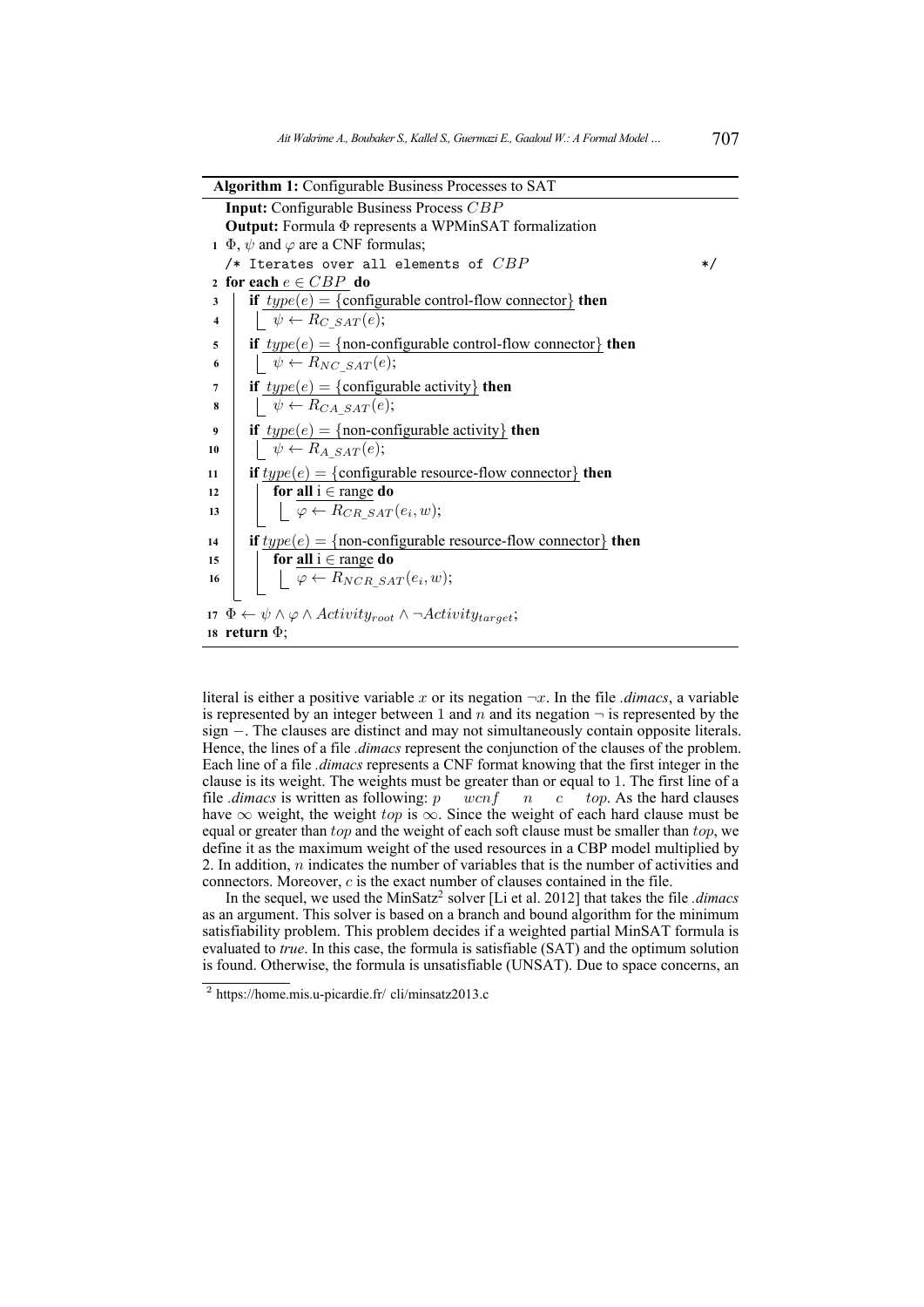**Algorithm 1:** Configurable Business Processes to SAT

```
  Input: Configurable Business Process CBP
  Output: Formula Φ represents a WPMinSAT formalization
1 Φ, ψ and φ are a CNF formulas;
  /* Iterates over all elements of CBP                        */
2 for each e ∈ CBP do
3     if type(e) = {configurable control-flow connector} then
4         ψ ← R_C_SAT(e);
5     if type(e) = {non-configurable control-flow connector} then
6         ψ ← R_NC_SAT(e);
7     if type(e) = {configurable activity} then
8         ψ ← R_CA_SAT(e);
9     if type(e) = {non-configurable activity} then
10        ψ ← R_A_SAT(e);
11    if type(e) = {configurable resource-flow connector} then
12        for all i ∈ range do
13            φ ← R_CR_SAT(e_i, w);
14    if type(e) = {non-configurable resource-flow connector} then
15        for all i ∈ range do
16            φ ← R_NCR_SAT(e_i, w);
17 Φ ← ψ ∧ φ ∧ Activity_root ∧ ¬Activity_target;
18 return Φ;
```

literal is either a positive variable $x$ or its negation $\neg x$. In the file *.dimacs*, a variable is represented by an integer between 1 and $n$ and its negation $\neg$ is represented by the sign $-$. The clauses are distinct and may not simultaneously contain opposite literals. Hence, the lines of a file *.dimacs* represent the conjunction of the clauses of the problem. Each line of a file *.dimacs* represents a CNF format knowing that the first integer in the clause is its weight. The weights must be greater than or equal to 1. The first line of a file *.dimacs* is written as following: $p \quad wcnf \quad n \quad c \quad top$. As the hard clauses have $\infty$ weight, the weight $top$ is $\infty$. Since the weight of each hard clause must be equal or greater than $top$ and the weight of each soft clause must be smaller than $top$, we define it as the maximum weight of the used resources in a CBP model multiplied by 2. In addition, $n$ indicates the number of variables that is the number of activities and connectors. Moreover, $c$ is the exact number of clauses contained in the file.

In the sequel, we used the MinSatz[2] solver [Li et al. 2012] that takes the file *.dimacs* as an argument. This solver is based on a branch and bound algorithm for the minimum satisfiability problem. This problem decides if a weighted partial MinSAT formula is evaluated to *true*. In this case, the formula is satisfiable (SAT) and the optimum solution is found. Otherwise, the formula is unsatisfiable (UNSAT). Due to space concerns, an

[2] https://home.mis.u-picardie.fr/ cli/minsatz2013.c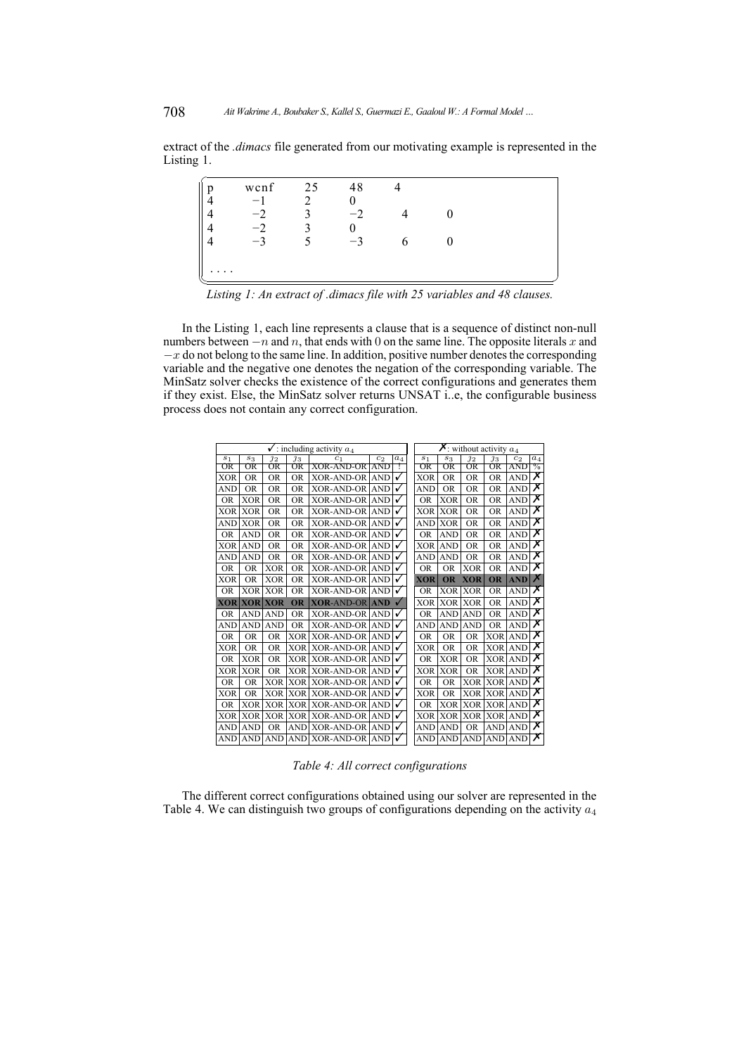extract of the *.dimacs* file generated from our motivating example is represented in the Listing 1.

```
p    wcnf   25   48   4
4    −1     2    0
4    −2     3    −2   4    0
4    −2     3    0
4    −3     5    −3   6    0

....
```

*Listing 1: An extract of .dimacs file with 25 variables and 48 clauses.*

In the Listing 1, each line represents a clause that is a sequence of distinct non-null numbers between $-n$ and $n$, that ends with 0 on the same line. The opposite literals $x$ and $-x$ do not belong to the same line. In addition, positive number denotes the corresponding variable and the negative one denotes the negation of the corresponding variable. The MinSatz solver checks the existence of the correct configurations and generates them if they exist. Else, the MinSatz solver returns UNSAT i..e, the configurable business process does not contain any correct configuration.

| ✓: including activity $a_4$ | | | | | | | ✗: without activity $a_4$ | | | | | |
|---|---|---|---|---|---|---|---|---|---|---|---|---|
| $s_1$ | $s_3$ | $j_2$ | $j_3$ | $c_1$ | $c_2$ | $a_4$ | $s_1$ | $s_3$ | $j_2$ | $j_3$ | $c_2$ | $a_4$ |
| OR | OR | OR | OR | XOR-AND-OR | AND | ! | OR | OR | OR | OR | AND | % |
| XOR | OR | OR | OR | XOR-AND-OR | AND | ✓ | XOR | OR | OR | OR | AND | ✗ |
| AND | OR | OR | OR | XOR-AND-OR | AND | ✓ | AND | OR | OR | OR | AND | ✗ |
| OR | XOR | OR | OR | XOR-AND-OR | AND | ✓ | OR | XOR | OR | OR | AND | ✗ |
| XOR | XOR | OR | OR | XOR-AND-OR | AND | ✓ | XOR | XOR | OR | OR | AND | ✗ |
| AND | XOR | OR | OR | XOR-AND-OR | AND | ✓ | AND | XOR | OR | OR | AND | ✗ |
| OR | AND | OR | OR | XOR-AND-OR | AND | ✓ | OR | AND | OR | OR | AND | ✗ |
| XOR | AND | OR | OR | XOR-AND-OR | AND | ✓ | XOR | AND | OR | OR | AND | ✗ |
| AND | AND | OR | OR | XOR-AND-OR | AND | ✓ | AND | AND | OR | OR | AND | ✗ |
| OR | OR | XOR | OR | XOR-AND-OR | AND | ✓ | OR | OR | XOR | OR | AND | ✗ |
| XOR | OR | XOR | OR | XOR-AND-OR | AND | ✓ | **XOR** | **OR** | **XOR** | **OR** | **AND** | ✗ |
| OR | XOR | XOR | OR | XOR-AND-OR | AND | ✓ | OR | XOR | XOR | OR | AND | ✗ |
| **XOR** | **XOR** | **XOR** | **OR** | **XOR**-AND-OR | **AND** | ✓ | XOR | XOR | XOR | OR | AND | ✗ |
| OR | AND | AND | OR | XOR-AND-OR | AND | ✓ | OR | AND | AND | OR | AND | ✗ |
| AND | AND | AND | OR | XOR-AND-OR | AND | ✓ | AND | AND | AND | OR | AND | ✗ |
| OR | OR | OR | XOR | XOR-AND-OR | AND | ✓ | OR | OR | OR | XOR | AND | ✗ |
| XOR | OR | OR | XOR | XOR-AND-OR | AND | ✓ | XOR | OR | OR | XOR | AND | ✗ |
| OR | XOR | OR | XOR | XOR-AND-OR | AND | ✓ | OR | XOR | OR | XOR | AND | ✗ |
| XOR | XOR | OR | XOR | XOR-AND-OR | AND | ✓ | XOR | XOR | OR | XOR | AND | ✗ |
| OR | OR | XOR | XOR | XOR-AND-OR | AND | ✓ | OR | OR | XOR | XOR | AND | ✗ |
| XOR | OR | XOR | XOR | XOR-AND-OR | AND | ✓ | XOR | OR | XOR | XOR | AND | ✗ |
| OR | XOR | XOR | XOR | XOR-AND-OR | AND | ✓ | OR | XOR | XOR | XOR | AND | ✗ |
| XOR | XOR | XOR | XOR | XOR-AND-OR | AND | ✓ | XOR | XOR | XOR | XOR | AND | ✗ |
| AND | AND | OR | AND | XOR-AND-OR | AND | ✓ | AND | AND | OR | AND | AND | ✗ |
| AND | AND | AND | AND | XOR-AND-OR | AND | ✓ | AND | AND | AND | AND | AND | ✗ |

*Table 4: All correct configurations*

The different correct configurations obtained using our solver are represented in the Table 4. We can distinguish two groups of configurations depending on the activity $a_4$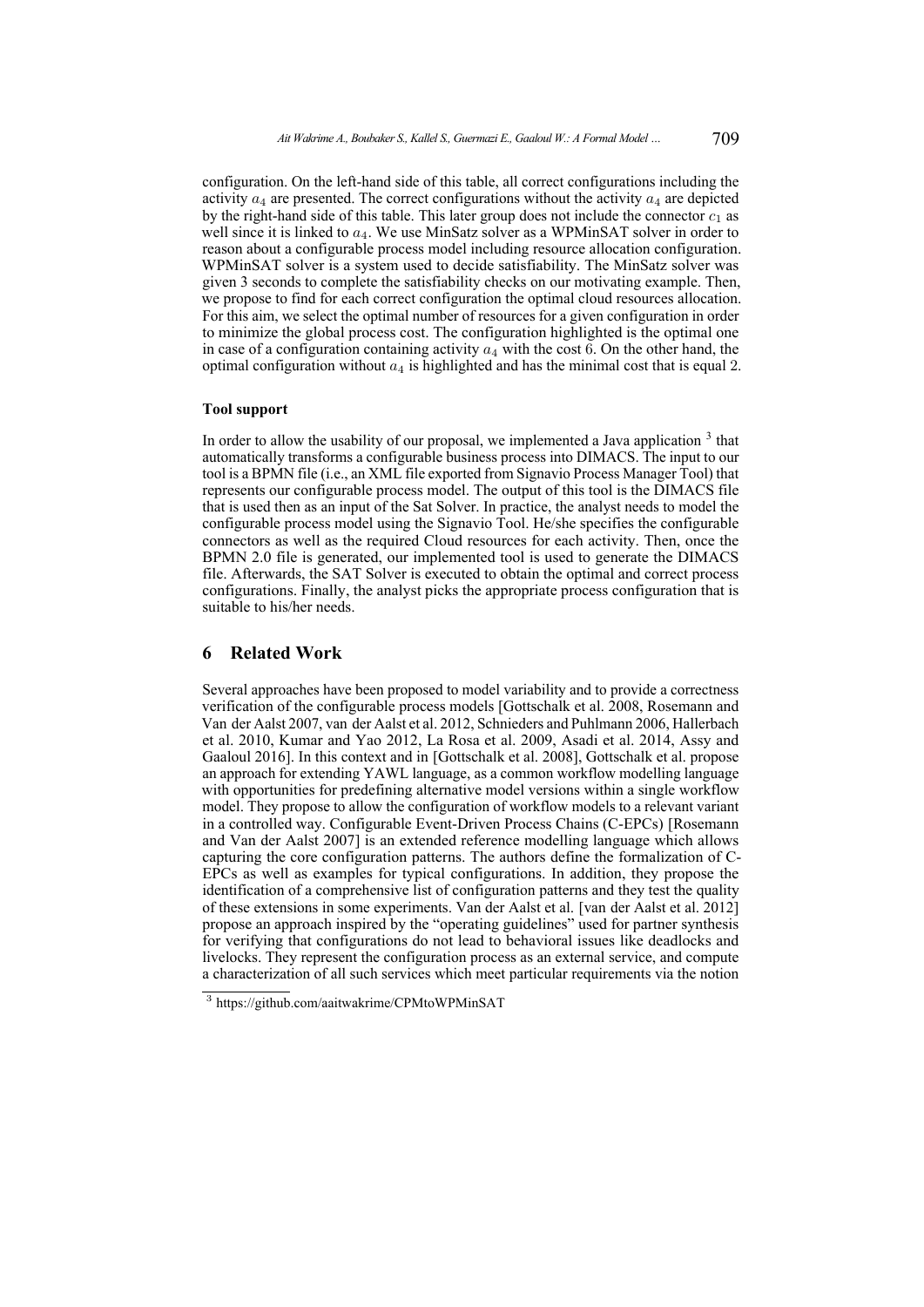configuration. On the left-hand side of this table, all correct configurations including the activity $a_4$ are presented. The correct configurations without the activity $a_4$ are depicted by the right-hand side of this table. This later group does not include the connector $c_1$ as well since it is linked to $a_4$. We use MinSatz solver as a WPMinSAT solver in order to reason about a configurable process model including resource allocation configuration. WPMinSAT solver is a system used to decide satisfiability. The MinSatz solver was given 3 seconds to complete the satisfiability checks on our motivating example. Then, we propose to find for each correct configuration the optimal cloud resources allocation. For this aim, we select the optimal number of resources for a given configuration in order to minimize the global process cost. The configuration highlighted is the optimal one in case of a configuration containing activity $a_4$ with the cost 6. On the other hand, the optimal configuration without $a_4$ is highlighted and has the minimal cost that is equal 2.

#### Tool support

In order to allow the usability of our proposal, we implemented a Java application [3] that automatically transforms a configurable business process into DIMACS. The input to our tool is a BPMN file (i.e., an XML file exported from Signavio Process Manager Tool) that represents our configurable process model. The output of this tool is the DIMACS file that is used then as an input of the Sat Solver. In practice, the analyst needs to model the configurable process model using the Signavio Tool. He/she specifies the configurable connectors as well as the required Cloud resources for each activity. Then, once the BPMN 2.0 file is generated, our implemented tool is used to generate the DIMACS file. Afterwards, the SAT Solver is executed to obtain the optimal and correct process configurations. Finally, the analyst picks the appropriate process configuration that is suitable to his/her needs.

## 6 Related Work

Several approaches have been proposed to model variability and to provide a correctness verification of the configurable process models [Gottschalk et al. 2008, Rosemann and Van der Aalst 2007, van der Aalst et al. 2012, Schnieders and Puhlmann 2006, Hallerbach et al. 2010, Kumar and Yao 2012, La Rosa et al. 2009, Asadi et al. 2014, Assy and Gaaloul 2016]. In this context and in [Gottschalk et al. 2008], Gottschalk et al. propose an approach for extending YAWL language, as a common workflow modelling language with opportunities for predefining alternative model versions within a single workflow model. They propose to allow the configuration of workflow models to a relevant variant in a controlled way. Configurable Event-Driven Process Chains (C-EPCs) [Rosemann and Van der Aalst 2007] is an extended reference modelling language which allows capturing the core configuration patterns. The authors define the formalization of C-EPCs as well as examples for typical configurations. In addition, they propose the identification of a comprehensive list of configuration patterns and they test the quality of these extensions in some experiments. Van der Aalst et al. [van der Aalst et al. 2012] propose an approach inspired by the "operating guidelines" used for partner synthesis for verifying that configurations do not lead to behavioral issues like deadlocks and livelocks. They represent the configuration process as an external service, and compute a characterization of all such services which meet particular requirements via the notion

[3] https://github.com/aaitwakrime/CPMtoWPMinSAT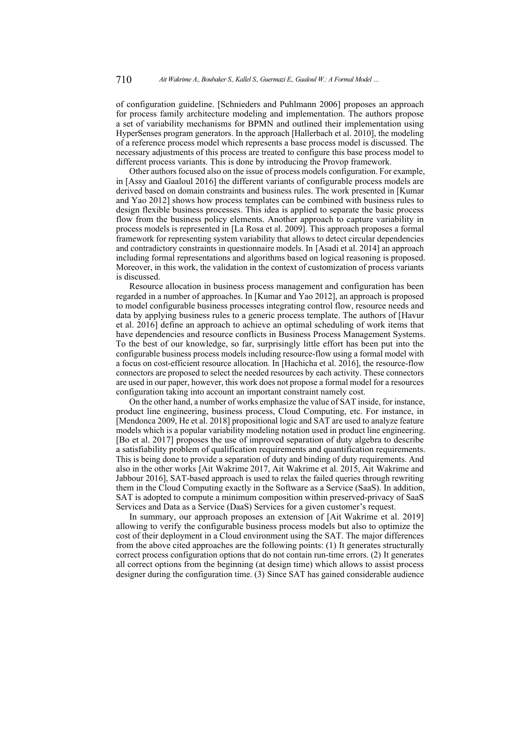of configuration guideline. [Schnieders and Puhlmann 2006] proposes an approach for process family architecture modeling and implementation. The authors propose a set of variability mechanisms for BPMN and outlined their implementation using HyperSenses program generators. In the approach [Hallerbach et al. 2010], the modeling of a reference process model which represents a base process model is discussed. The necessary adjustments of this process are treated to configure this base process model to different process variants. This is done by introducing the Provop framework.

Other authors focused also on the issue of process models configuration. For example, in [Assy and Gaaloul 2016] the different variants of configurable process models are derived based on domain constraints and business rules. The work presented in [Kumar and Yao 2012] shows how process templates can be combined with business rules to design flexible business processes. This idea is applied to separate the basic process flow from the business policy elements. Another approach to capture variability in process models is represented in [La Rosa et al. 2009]. This approach proposes a formal framework for representing system variability that allows to detect circular dependencies and contradictory constraints in questionnaire models. In [Asadi et al. 2014] an approach including formal representations and algorithms based on logical reasoning is proposed. Moreover, in this work, the validation in the context of customization of process variants is discussed.

Resource allocation in business process management and configuration has been regarded in a number of approaches. In [Kumar and Yao 2012], an approach is proposed to model configurable business processes integrating control flow, resource needs and data by applying business rules to a generic process template. The authors of [Havur et al. 2016] define an approach to achieve an optimal scheduling of work items that have dependencies and resource conflicts in Business Process Management Systems. To the best of our knowledge, so far, surprisingly little effort has been put into the configurable business process models including resource-flow using a formal model with a focus on cost-efficient resource allocation. In [Hachicha et al. 2016], the resource-flow connectors are proposed to select the needed resources by each activity. These connectors are used in our paper, however, this work does not propose a formal model for a resources configuration taking into account an important constraint namely cost.

On the other hand, a number of works emphasize the value of SAT inside, for instance, product line engineering, business process, Cloud Computing, etc. For instance, in [Mendonca 2009, He et al. 2018] propositional logic and SAT are used to analyze feature models which is a popular variability modeling notation used in product line engineering. [Bo et al. 2017] proposes the use of improved separation of duty algebra to describe a satisfiability problem of qualification requirements and quantification requirements. This is being done to provide a separation of duty and binding of duty requirements. And also in the other works [Ait Wakrime 2017, Ait Wakrime et al. 2015, Ait Wakrime and Jabbour 2016], SAT-based approach is used to relax the failed queries through rewriting them in the Cloud Computing exactly in the Software as a Service (SaaS). In addition, SAT is adopted to compute a minimum composition within preserved-privacy of SaaS Services and Data as a Service (DaaS) Services for a given customer's request.

In summary, our approach proposes an extension of [Ait Wakrime et al. 2019] allowing to verify the configurable business process models but also to optimize the cost of their deployment in a Cloud environment using the SAT. The major differences from the above cited approaches are the following points: (1) It generates structurally correct process configuration options that do not contain run-time errors. (2) It generates all correct options from the beginning (at design time) which allows to assist process designer during the configuration time. (3) Since SAT has gained considerable audience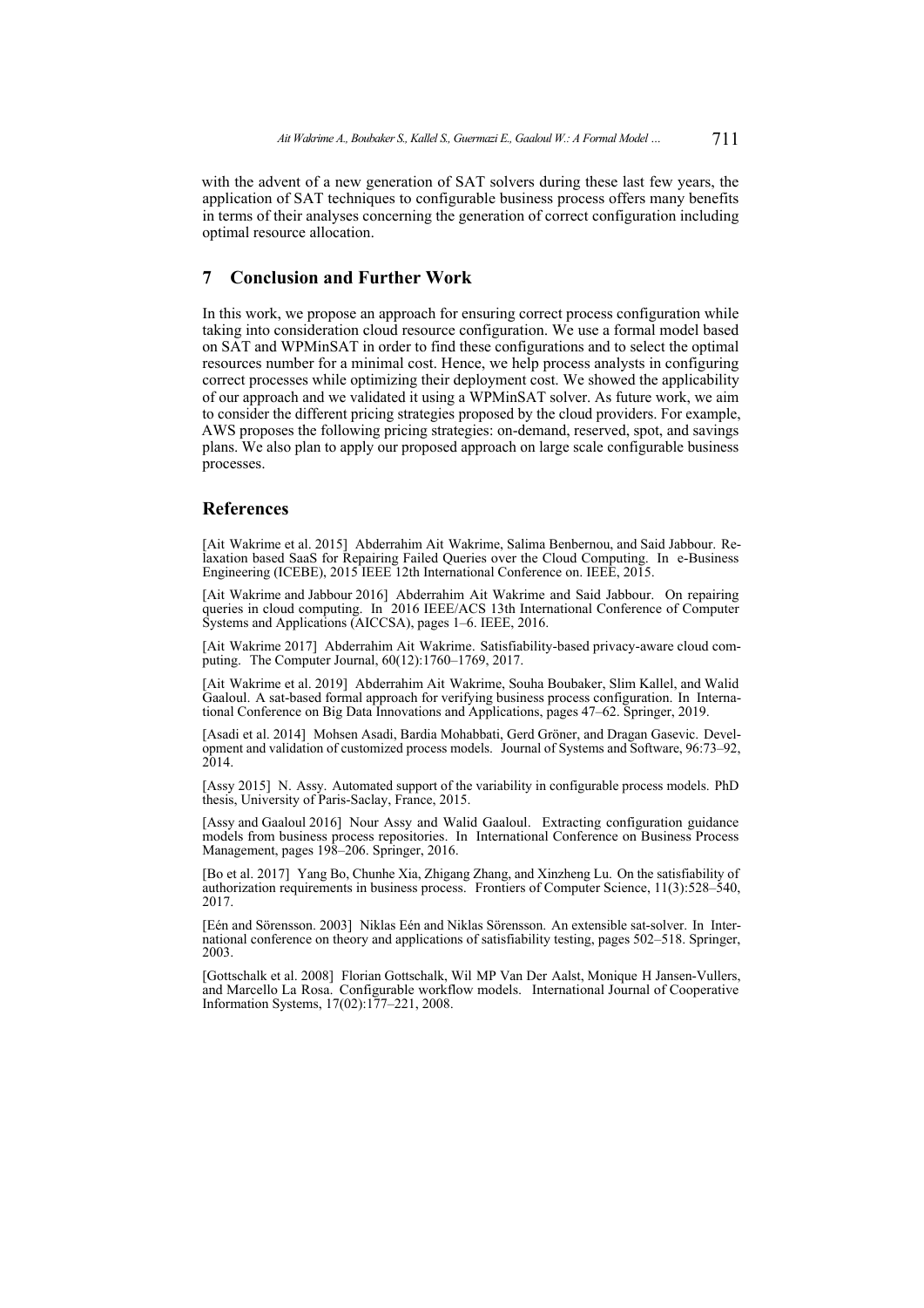with the advent of a new generation of SAT solvers during these last few years, the application of SAT techniques to configurable business process offers many benefits in terms of their analyses concerning the generation of correct configuration including optimal resource allocation.

## 7 Conclusion and Further Work

In this work, we propose an approach for ensuring correct process configuration while taking into consideration cloud resource configuration. We use a formal model based on SAT and WPMinSAT in order to find these configurations and to select the optimal resources number for a minimal cost. Hence, we help process analysts in configuring correct processes while optimizing their deployment cost. We showed the applicability of our approach and we validated it using a WPMinSAT solver. As future work, we aim to consider the different pricing strategies proposed by the cloud providers. For example, AWS proposes the following pricing strategies: on-demand, reserved, spot, and savings plans. We also plan to apply our proposed approach on large scale configurable business processes.

## References

[Ait Wakrime et al. 2015] Abderrahim Ait Wakrime, Salima Benbernou, and Said Jabbour. Relaxation based SaaS for Repairing Failed Queries over the Cloud Computing. In e-Business Engineering (ICEBE), 2015 IEEE 12th International Conference on. IEEE, 2015.

[Ait Wakrime and Jabbour 2016] Abderrahim Ait Wakrime and Said Jabbour. On repairing queries in cloud computing. In 2016 IEEE/ACS 13th International Conference of Computer Systems and Applications (AICCSA), pages 1–6. IEEE, 2016.

[Ait Wakrime 2017] Abderrahim Ait Wakrime. Satisfiability-based privacy-aware cloud computing. The Computer Journal, 60(12):1760–1769, 2017.

[Ait Wakrime et al. 2019] Abderrahim Ait Wakrime, Souha Boubaker, Slim Kallel, and Walid Gaaloul. A sat-based formal approach for verifying business process configuration. In International Conference on Big Data Innovations and Applications, pages 47–62. Springer, 2019.

[Asadi et al. 2014] Mohsen Asadi, Bardia Mohabbati, Gerd Gröner, and Dragan Gasevic. Development and validation of customized process models. Journal of Systems and Software, 96:73–92, 2014.

[Assy 2015] N. Assy. Automated support of the variability in configurable process models. PhD thesis, University of Paris-Saclay, France, 2015.

[Assy and Gaaloul 2016] Nour Assy and Walid Gaaloul. Extracting configuration guidance models from business process repositories. In International Conference on Business Process Management, pages 198–206. Springer, 2016.

[Bo et al. 2017] Yang Bo, Chunhe Xia, Zhigang Zhang, and Xinzheng Lu. On the satisfiability of authorization requirements in business process. Frontiers of Computer Science, 11(3):528–540, 2017.

[Eén and Sörensson. 2003] Niklas Eén and Niklas Sörensson. An extensible sat-solver. In International conference on theory and applications of satisfiability testing, pages 502–518. Springer, 2003.

[Gottschalk et al. 2008] Florian Gottschalk, Wil MP Van Der Aalst, Monique H Jansen-Vullers, and Marcello La Rosa. Configurable workflow models. International Journal of Cooperative Information Systems, 17(02):177–221, 2008.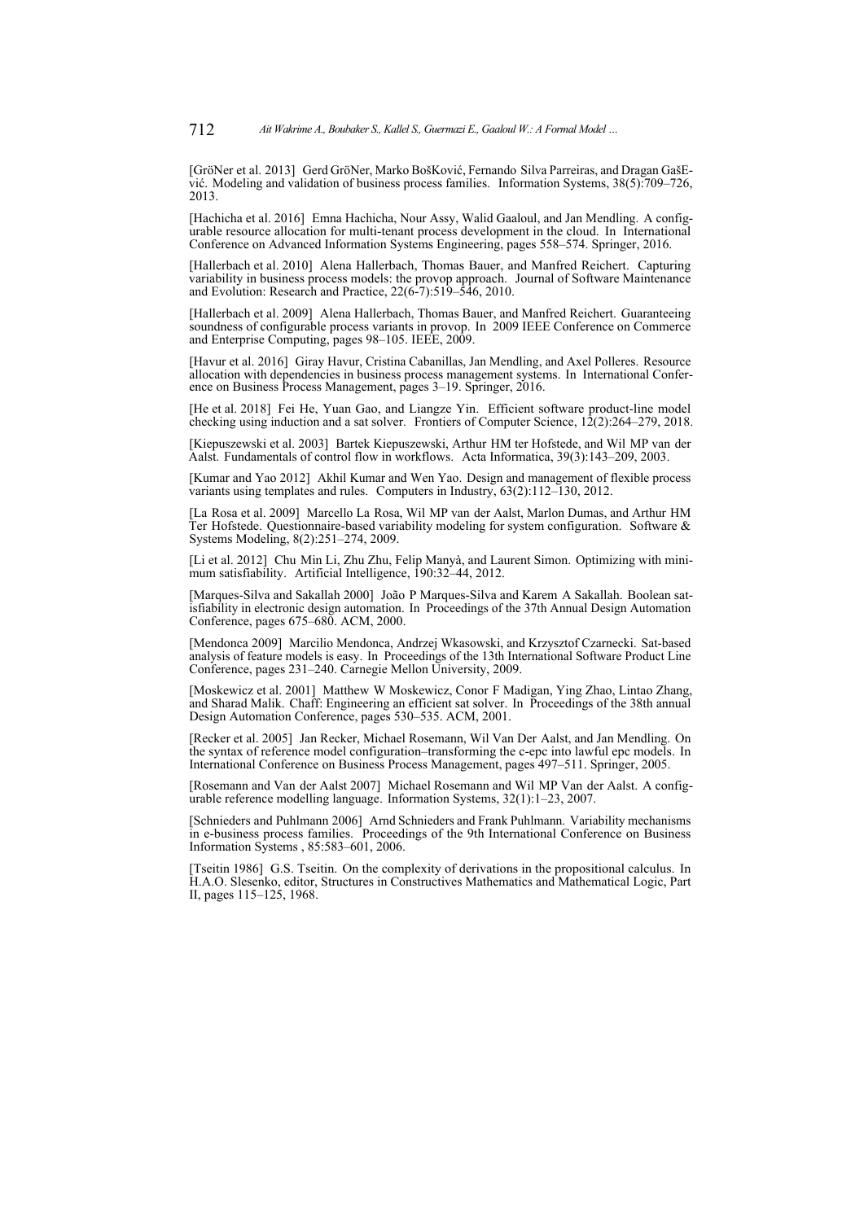[GröNer et al. 2013] Gerd GröNer, Marko BošKović, Fernando Silva Parreiras, and Dragan GašEvić. Modeling and validation of business process families. Information Systems, 38(5):709–726, 2013.

[Hachicha et al. 2016] Emna Hachicha, Nour Assy, Walid Gaaloul, and Jan Mendling. A configurable resource allocation for multi-tenant process development in the cloud. In International Conference on Advanced Information Systems Engineering, pages 558–574. Springer, 2016.

[Hallerbach et al. 2010] Alena Hallerbach, Thomas Bauer, and Manfred Reichert. Capturing variability in business process models: the provop approach. Journal of Software Maintenance and Evolution: Research and Practice, 22(6-7):519–546, 2010.

[Hallerbach et al. 2009] Alena Hallerbach, Thomas Bauer, and Manfred Reichert. Guaranteeing soundness of configurable process variants in provop. In 2009 IEEE Conference on Commerce and Enterprise Computing, pages 98–105. IEEE, 2009.

[Havur et al. 2016] Giray Havur, Cristina Cabanillas, Jan Mendling, and Axel Polleres. Resource allocation with dependencies in business process management systems. In International Conference on Business Process Management, pages 3–19. Springer, 2016.

[He et al. 2018] Fei He, Yuan Gao, and Liangze Yin. Efficient software product-line model checking using induction and a sat solver. Frontiers of Computer Science, 12(2):264–279, 2018.

[Kiepuszewski et al. 2003] Bartek Kiepuszewski, Arthur HM ter Hofstede, and Wil MP van der Aalst. Fundamentals of control flow in workflows. Acta Informatica, 39(3):143–209, 2003.

[Kumar and Yao 2012] Akhil Kumar and Wen Yao. Design and management of flexible process variants using templates and rules. Computers in Industry, 63(2):112–130, 2012.

[La Rosa et al. 2009] Marcello La Rosa, Wil MP van der Aalst, Marlon Dumas, and Arthur HM Ter Hofstede. Questionnaire-based variability modeling for system configuration. Software & Systems Modeling, 8(2):251–274, 2009.

[Li et al. 2012] Chu Min Li, Zhu Zhu, Felip Manyà, and Laurent Simon. Optimizing with minimum satisfiability. Artificial Intelligence, 190:32–44, 2012.

[Marques-Silva and Sakallah 2000] João P Marques-Silva and Karem A Sakallah. Boolean satisfiability in electronic design automation. In Proceedings of the 37th Annual Design Automation Conference, pages 675–680. ACM, 2000.

[Mendonca 2009] Marcilio Mendonca, Andrzej Wkasowski, and Krzysztof Czarnecki. Sat-based analysis of feature models is easy. In Proceedings of the 13th International Software Product Line Conference, pages 231–240. Carnegie Mellon University, 2009.

[Moskewicz et al. 2001] Matthew W Moskewicz, Conor F Madigan, Ying Zhao, Lintao Zhang, and Sharad Malik. Chaff: Engineering an efficient sat solver. In Proceedings of the 38th annual Design Automation Conference, pages 530–535. ACM, 2001.

[Recker et al. 2005] Jan Recker, Michael Rosemann, Wil Van Der Aalst, and Jan Mendling. On the syntax of reference model configuration–transforming the c-epc into lawful epc models. In International Conference on Business Process Management, pages 497–511. Springer, 2005.

[Rosemann and Van der Aalst 2007] Michael Rosemann and Wil MP Van der Aalst. A configurable reference modelling language. Information Systems, 32(1):1–23, 2007.

[Schnieders and Puhlmann 2006] Arnd Schnieders and Frank Puhlmann. Variability mechanisms in e-business process families. Proceedings of the 9th International Conference on Business Information Systems , 85:583–601, 2006.

[Tseitin 1986] G.S. Tseitin. On the complexity of derivations in the propositional calculus. In H.A.O. Slesenko, editor, Structures in Constructives Mathematics and Mathematical Logic, Part II, pages 115–125, 1968.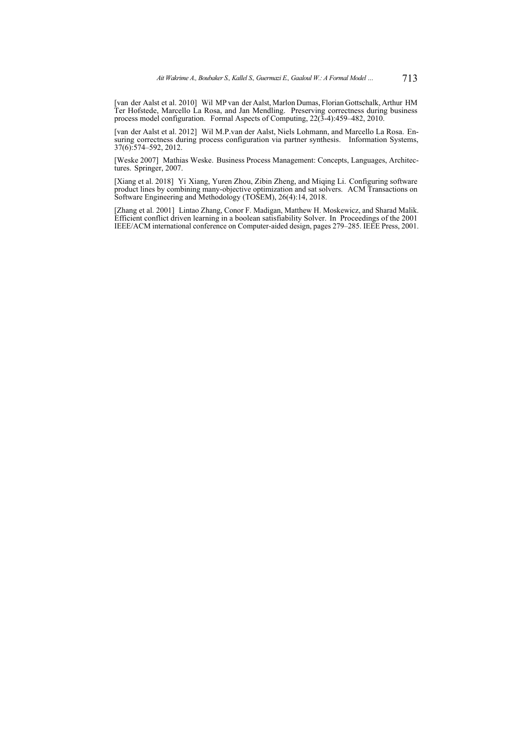[van der Aalst et al. 2010] Wil MP van der Aalst, Marlon Dumas, Florian Gottschalk, Arthur HM Ter Hofstede, Marcello La Rosa, and Jan Mendling. Preserving correctness during business process model configuration. Formal Aspects of Computing, 22(3-4):459–482, 2010.

[van der Aalst et al. 2012] Wil M.P.van der Aalst, Niels Lohmann, and Marcello La Rosa. Ensuring correctness during process configuration via partner synthesis. Information Systems, 37(6):574–592, 2012.

[Weske 2007] Mathias Weske. Business Process Management: Concepts, Languages, Architectures. Springer, 2007.

[Xiang et al. 2018] Yi Xiang, Yuren Zhou, Zibin Zheng, and Miqing Li. Configuring software product lines by combining many-objective optimization and sat solvers. ACM Transactions on Software Engineering and Methodology (TOSEM), 26(4):14, 2018.

[Zhang et al. 2001] Lintao Zhang, Conor F. Madigan, Matthew H. Moskewicz, and Sharad Malik. Efficient conflict driven learning in a boolean satisfiability Solver. In Proceedings of the 2001 IEEE/ACM international conference on Computer-aided design, pages 279–285. IEEE Press, 2001.